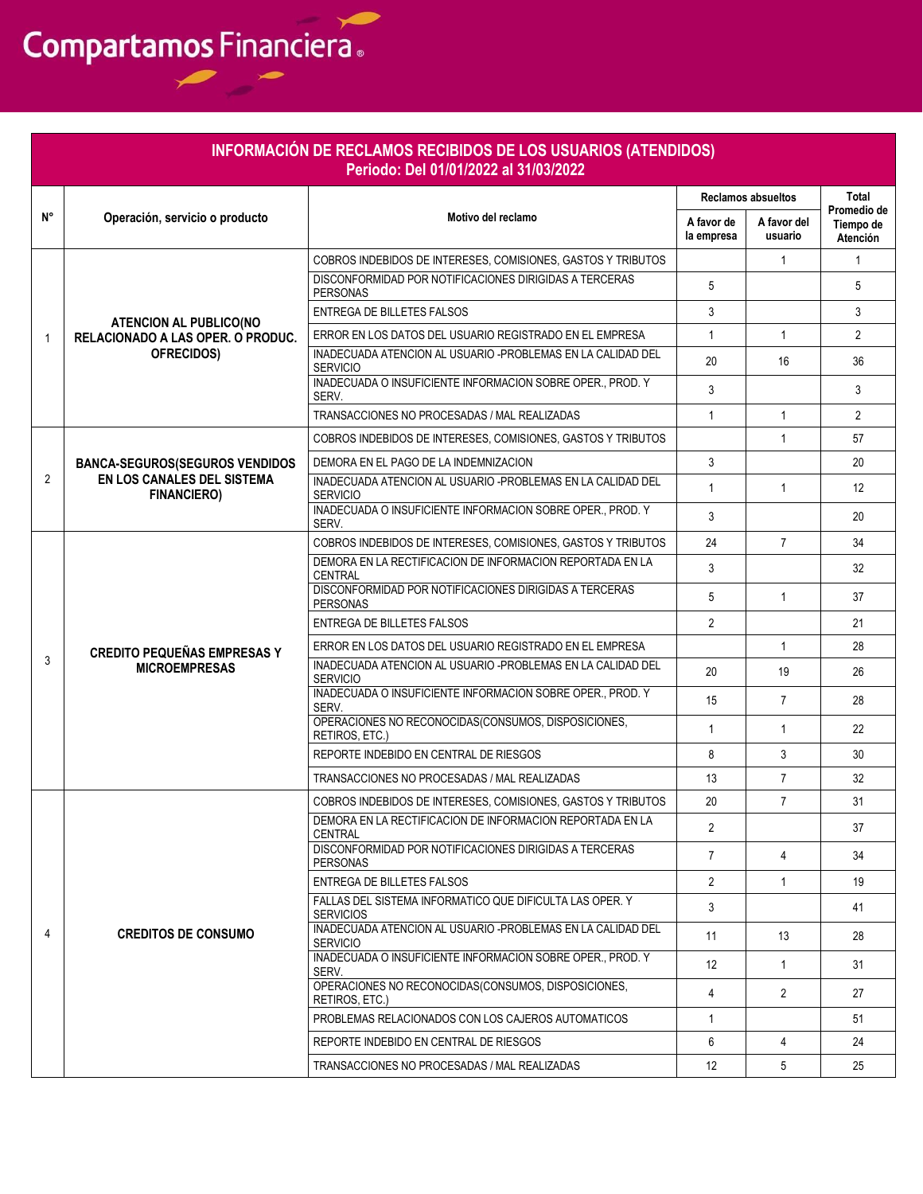Compartamos Financiera

## INFORMACIÓN DE RECLAMOS RECIBIDOS DE LOS USUARIOS (ATENDIDOS)
### Periodo: Del 01/01/2022 al 31/03/2022

| N° | Operación, servicio o producto | Motivo del reclamo | Reclamos absueltos | | Total Promedio de Tiempo de Atención |
|---|---|---|---|---|---|
| | | | A favor de la empresa | A favor del usuario | |
| 1 | ATENCION AL PUBLICO(NO RELACIONADO A LAS OPER. O PRODUC. OFRECIDOS) | COBROS INDEBIDOS DE INTERESES, COMISIONES, GASTOS Y TRIBUTOS | | 1 | 1 |
| | | DISCONFORMIDAD POR NOTIFICACIONES DIRIGIDAS A TERCERAS PERSONAS | 5 | | 5 |
| | | ENTREGA DE BILLETES FALSOS | 3 | | 3 |
| | | ERROR EN LOS DATOS DEL USUARIO REGISTRADO EN EL EMPRESA | 1 | 1 | 2 |
| | | INADECUADA ATENCION AL USUARIO -PROBLEMAS EN LA CALIDAD DEL SERVICIO | 20 | 16 | 36 |
| | | INADECUADA O INSUFICIENTE INFORMACION SOBRE OPER., PROD. Y SERV. | 3 | | 3 |
| | | TRANSACCIONES NO PROCESADAS / MAL REALIZADAS | 1 | 1 | 2 |
| 2 | BANCA-SEGUROS(SEGUROS VENDIDOS EN LOS CANALES DEL SISTEMA FINANCIERO) | COBROS INDEBIDOS DE INTERESES, COMISIONES, GASTOS Y TRIBUTOS | | 1 | 57 |
| | | DEMORA EN EL PAGO DE LA INDEMNIZACION | 3 | | 20 |
| | | INADECUADA ATENCION AL USUARIO -PROBLEMAS EN LA CALIDAD DEL SERVICIO | 1 | 1 | 12 |
| | | INADECUADA O INSUFICIENTE INFORMACION SOBRE OPER., PROD. Y SERV. | 3 | | 20 |
| 3 | CREDITO PEQUEÑAS EMPRESAS Y MICROEMPRESAS | COBROS INDEBIDOS DE INTERESES, COMISIONES, GASTOS Y TRIBUTOS | 24 | 7 | 34 |
| | | DEMORA EN LA RECTIFICACION DE INFORMACION REPORTADA EN LA CENTRAL | 3 | | 32 |
| | | DISCONFORMIDAD POR NOTIFICACIONES DIRIGIDAS A TERCERAS PERSONAS | 5 | 1 | 37 |
| | | ENTREGA DE BILLETES FALSOS | 2 | | 21 |
| | | ERROR EN LOS DATOS DEL USUARIO REGISTRADO EN EL EMPRESA | | 1 | 28 |
| | | INADECUADA ATENCION AL USUARIO -PROBLEMAS EN LA CALIDAD DEL SERVICIO | 20 | 19 | 26 |
| | | INADECUADA O INSUFICIENTE INFORMACION SOBRE OPER., PROD. Y SERV. | 15 | 7 | 28 |
| | | OPERACIONES NO RECONOCIDAS(CONSUMOS, DISPOSICIONES, RETIROS, ETC.) | 1 | 1 | 22 |
| | | REPORTE INDEBIDO EN CENTRAL DE RIESGOS | 8 | 3 | 30 |
| | | TRANSACCIONES NO PROCESADAS / MAL REALIZADAS | 13 | 7 | 32 |
| 4 | CREDITOS DE CONSUMO | COBROS INDEBIDOS DE INTERESES, COMISIONES, GASTOS Y TRIBUTOS | 20 | 7 | 31 |
| | | DEMORA EN LA RECTIFICACION DE INFORMACION REPORTADA EN LA CENTRAL | 2 | | 37 |
| | | DISCONFORMIDAD POR NOTIFICACIONES DIRIGIDAS A TERCERAS PERSONAS | 7 | 4 | 34 |
| | | ENTREGA DE BILLETES FALSOS | 2 | 1 | 19 |
| | | FALLAS DEL SISTEMA INFORMATICO QUE DIFICULTA LAS OPER. Y SERVICIOS | 3 | | 41 |
| | | INADECUADA ATENCION AL USUARIO -PROBLEMAS EN LA CALIDAD DEL SERVICIO | 11 | 13 | 28 |
| | | INADECUADA O INSUFICIENTE INFORMACION SOBRE OPER., PROD. Y SERV. | 12 | 1 | 31 |
| | | OPERACIONES NO RECONOCIDAS(CONSUMOS, DISPOSICIONES, RETIROS, ETC.) | 4 | 2 | 27 |
| | | PROBLEMAS RELACIONADOS CON LOS CAJEROS AUTOMATICOS | 1 | | 51 |
| | | REPORTE INDEBIDO EN CENTRAL DE RIESGOS | 6 | 4 | 24 |
| | | TRANSACCIONES NO PROCESADAS / MAL REALIZADAS | 12 | 5 | 25 |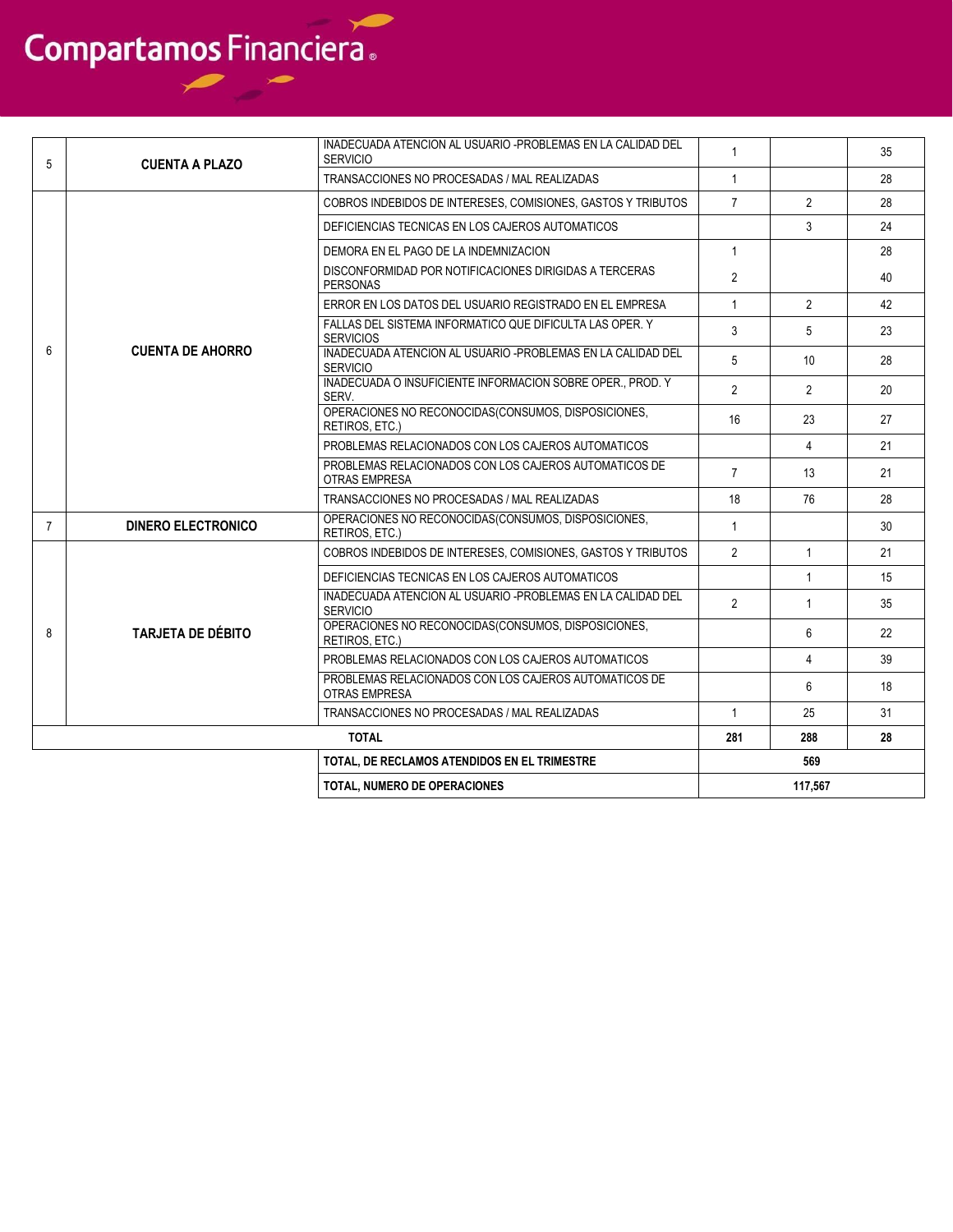| | | | | | |
|---|---|---|---|---|---|
| 5 | **CUENTA A PLAZO** | INADECUADA ATENCION AL USUARIO -PROBLEMAS EN LA CALIDAD DEL SERVICIO | 1 | | 35 |
| | | TRANSACCIONES NO PROCESADAS / MAL REALIZADAS | 1 | | 28 |
| 6 | **CUENTA DE AHORRO** | COBROS INDEBIDOS DE INTERESES, COMISIONES, GASTOS Y TRIBUTOS | 7 | 2 | 28 |
| | | DEFICIENCIAS TECNICAS EN LOS CAJEROS AUTOMATICOS | | 3 | 24 |
| | | DEMORA EN EL PAGO DE LA INDEMNIZACION | 1 | | 28 |
| | | DISCONFORMIDAD POR NOTIFICACIONES DIRIGIDAS A TERCERAS PERSONAS | 2 | | 40 |
| | | ERROR EN LOS DATOS DEL USUARIO REGISTRADO EN EL EMPRESA | 1 | 2 | 42 |
| | | FALLAS DEL SISTEMA INFORMATICO QUE DIFICULTA LAS OPER. Y SERVICIOS | 3 | 5 | 23 |
| | | INADECUADA ATENCION AL USUARIO -PROBLEMAS EN LA CALIDAD DEL SERVICIO | 5 | 10 | 28 |
| | | INADECUADA O INSUFICIENTE INFORMACION SOBRE OPER., PROD. Y SERV. | 2 | 2 | 20 |
| | | OPERACIONES NO RECONOCIDAS(CONSUMOS, DISPOSICIONES, RETIROS, ETC.) | 16 | 23 | 27 |
| | | PROBLEMAS RELACIONADOS CON LOS CAJEROS AUTOMATICOS | | 4 | 21 |
| | | PROBLEMAS RELACIONADOS CON LOS CAJEROS AUTOMATICOS DE OTRAS EMPRESA | 7 | 13 | 21 |
| | | TRANSACCIONES NO PROCESADAS / MAL REALIZADAS | 18 | 76 | 28 |
| 7 | **DINERO ELECTRONICO** | OPERACIONES NO RECONOCIDAS(CONSUMOS, DISPOSICIONES, RETIROS, ETC.) | 1 | | 30 |
| 8 | **TARJETA DE DÉBITO** | COBROS INDEBIDOS DE INTERESES, COMISIONES, GASTOS Y TRIBUTOS | 2 | 1 | 21 |
| | | DEFICIENCIAS TECNICAS EN LOS CAJEROS AUTOMATICOS | | 1 | 15 |
| | | INADECUADA ATENCION AL USUARIO -PROBLEMAS EN LA CALIDAD DEL SERVICIO | 2 | 1 | 35 |
| | | OPERACIONES NO RECONOCIDAS(CONSUMOS, DISPOSICIONES, RETIROS, ETC.) | | 6 | 22 |
| | | PROBLEMAS RELACIONADOS CON LOS CAJEROS AUTOMATICOS | | 4 | 39 |
| | | PROBLEMAS RELACIONADOS CON LOS CAJEROS AUTOMATICOS DE OTRAS EMPRESA | | 6 | 18 |
| | | TRANSACCIONES NO PROCESADAS / MAL REALIZADAS | 1 | 25 | 31 |
| **TOTAL** | | | **281** | **288** | **28** |
| | | **TOTAL, DE RECLAMOS ATENDIDOS EN EL TRIMESTRE** | **569** | | |
| | | **TOTAL, NUMERO DE OPERACIONES** | **117,567** | | |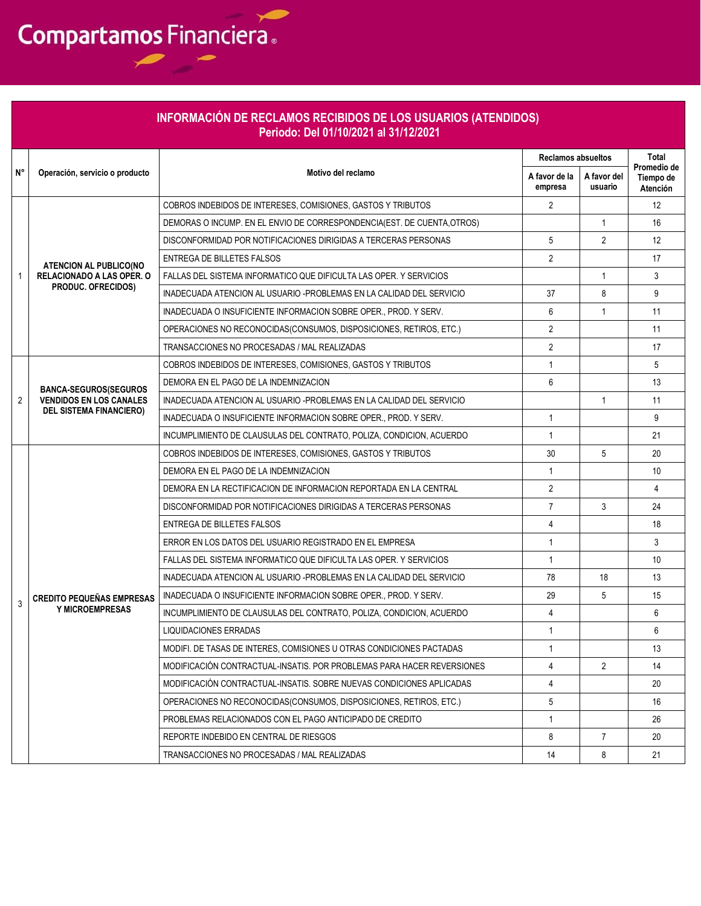Compartamos Financiera

## INFORMACIÓN DE RECLAMOS RECIBIDOS DE LOS USUARIOS (ATENDIDOS)
## Periodo: Del 01/10/2021 al 31/12/2021

| N° | Operación, servicio o producto | Motivo del reclamo | Reclamos absueltos | | Total Promedio de Tiempo de Atención |
|---|---|---|---|---|---|
| | | | A favor de la empresa | A favor del usuario | |
| 1 | ATENCION AL PUBLICO(NO RELACIONADO A LAS OPER. O PRODUC. OFRECIDOS) | COBROS INDEBIDOS DE INTERESES, COMISIONES, GASTOS Y TRIBUTOS | 2 | | 12 |
| | | DEMORAS O INCUMP. EN EL ENVIO DE CORRESPONDENCIA(EST. DE CUENTA,OTROS) | | 1 | 16 |
| | | DISCONFORMIDAD POR NOTIFICACIONES DIRIGIDAS A TERCERAS PERSONAS | 5 | 2 | 12 |
| | | ENTREGA DE BILLETES FALSOS | 2 | | 17 |
| | | FALLAS DEL SISTEMA INFORMATICO QUE DIFICULTA LAS OPER. Y SERVICIOS | | 1 | 3 |
| | | INADECUADA ATENCION AL USUARIO -PROBLEMAS EN LA CALIDAD DEL SERVICIO | 37 | 8 | 9 |
| | | INADECUADA O INSUFICIENTE INFORMACION SOBRE OPER., PROD. Y SERV. | 6 | 1 | 11 |
| | | OPERACIONES NO RECONOCIDAS(CONSUMOS, DISPOSICIONES, RETIROS, ETC.) | 2 | | 11 |
| | | TRANSACCIONES NO PROCESADAS / MAL REALIZADAS | 2 | | 17 |
| 2 | BANCA-SEGUROS(SEGUROS VENDIDOS EN LOS CANALES DEL SISTEMA FINANCIERO) | COBROS INDEBIDOS DE INTERESES, COMISIONES, GASTOS Y TRIBUTOS | 1 | | 5 |
| | | DEMORA EN EL PAGO DE LA INDEMNIZACION | 6 | | 13 |
| | | INADECUADA ATENCION AL USUARIO -PROBLEMAS EN LA CALIDAD DEL SERVICIO | | 1 | 11 |
| | | INADECUADA O INSUFICIENTE INFORMACION SOBRE OPER., PROD. Y SERV. | 1 | | 9 |
| | | INCUMPLIMIENTO DE CLAUSULAS DEL CONTRATO, POLIZA, CONDICION, ACUERDO | 1 | | 21 |
| 3 | CREDITO PEQUEÑAS EMPRESAS Y MICROEMPRESAS | COBROS INDEBIDOS DE INTERESES, COMISIONES, GASTOS Y TRIBUTOS | 30 | 5 | 20 |
| | | DEMORA EN EL PAGO DE LA INDEMNIZACION | 1 | | 10 |
| | | DEMORA EN LA RECTIFICACION DE INFORMACION REPORTADA EN LA CENTRAL | 2 | | 4 |
| | | DISCONFORMIDAD POR NOTIFICACIONES DIRIGIDAS A TERCERAS PERSONAS | 7 | 3 | 24 |
| | | ENTREGA DE BILLETES FALSOS | 4 | | 18 |
| | | ERROR EN LOS DATOS DEL USUARIO REGISTRADO EN EL EMPRESA | 1 | | 3 |
| | | FALLAS DEL SISTEMA INFORMATICO QUE DIFICULTA LAS OPER. Y SERVICIOS | 1 | | 10 |
| | | INADECUADA ATENCION AL USUARIO -PROBLEMAS EN LA CALIDAD DEL SERVICIO | 78 | 18 | 13 |
| | | INADECUADA O INSUFICIENTE INFORMACION SOBRE OPER., PROD. Y SERV. | 29 | 5 | 15 |
| | | INCUMPLIMIENTO DE CLAUSULAS DEL CONTRATO, POLIZA, CONDICION, ACUERDO | 4 | | 6 |
| | | LIQUIDACIONES ERRADAS | 1 | | 6 |
| | | MODIFI. DE TASAS DE INTERES, COMISIONES U OTRAS CONDICIONES PACTADAS | 1 | | 13 |
| | | MODIFICACIÓN CONTRACTUAL-INSATIS. POR PROBLEMAS PARA HACER REVERSIONES | 4 | 2 | 14 |
| | | MODIFICACIÓN CONTRACTUAL-INSATIS. SOBRE NUEVAS CONDICIONES APLICADAS | 4 | | 20 |
| | | OPERACIONES NO RECONOCIDAS(CONSUMOS, DISPOSICIONES, RETIROS, ETC.) | 5 | | 16 |
| | | PROBLEMAS RELACIONADOS CON EL PAGO ANTICIPADO DE CREDITO | 1 | | 26 |
| | | REPORTE INDEBIDO EN CENTRAL DE RIESGOS | 8 | 7 | 20 |
| | | TRANSACCIONES NO PROCESADAS / MAL REALIZADAS | 14 | 8 | 21 |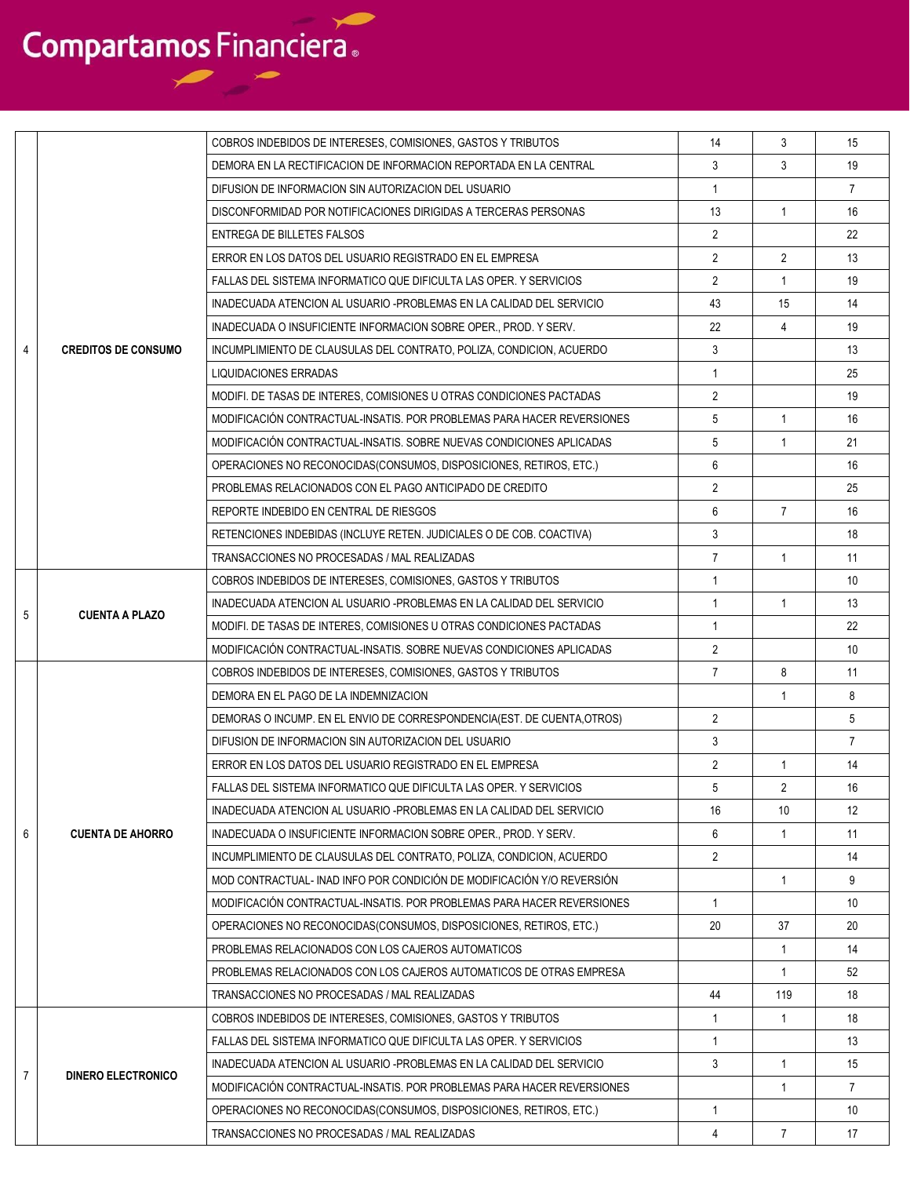| | | | | | |
|---|---|---|---|---|---|
| 4 | CREDITOS DE CONSUMO | COBROS INDEBIDOS DE INTERESES, COMISIONES, GASTOS Y TRIBUTOS | 14 | 3 | 15 |
| | | DEMORA EN LA RECTIFICACION DE INFORMACION REPORTADA EN LA CENTRAL | 3 | 3 | 19 |
| | | DIFUSION DE INFORMACION SIN AUTORIZACION DEL USUARIO | 1 | | 7 |
| | | DISCONFORMIDAD POR NOTIFICACIONES DIRIGIDAS A TERCERAS PERSONAS | 13 | 1 | 16 |
| | | ENTREGA DE BILLETES FALSOS | 2 | | 22 |
| | | ERROR EN LOS DATOS DEL USUARIO REGISTRADO EN EL EMPRESA | 2 | 2 | 13 |
| | | FALLAS DEL SISTEMA INFORMATICO QUE DIFICULTA LAS OPER. Y SERVICIOS | 2 | 1 | 19 |
| | | INADECUADA ATENCION AL USUARIO -PROBLEMAS EN LA CALIDAD DEL SERVICIO | 43 | 15 | 14 |
| | | INADECUADA O INSUFICIENTE INFORMACION SOBRE OPER., PROD. Y SERV. | 22 | 4 | 19 |
| | | INCUMPLIMIENTO DE CLAUSULAS DEL CONTRATO, POLIZA, CONDICION, ACUERDO | 3 | | 13 |
| | | LIQUIDACIONES ERRADAS | 1 | | 25 |
| | | MODIFI. DE TASAS DE INTERES, COMISIONES U OTRAS CONDICIONES PACTADAS | 2 | | 19 |
| | | MODIFICACIÓN CONTRACTUAL-INSATIS. POR PROBLEMAS PARA HACER REVERSIONES | 5 | 1 | 16 |
| | | MODIFICACIÓN CONTRACTUAL-INSATIS. SOBRE NUEVAS CONDICIONES APLICADAS | 5 | 1 | 21 |
| | | OPERACIONES NO RECONOCIDAS(CONSUMOS, DISPOSICIONES, RETIROS, ETC.) | 6 | | 16 |
| | | PROBLEMAS RELACIONADOS CON EL PAGO ANTICIPADO DE CREDITO | 2 | | 25 |
| | | REPORTE INDEBIDO EN CENTRAL DE RIESGOS | 6 | 7 | 16 |
| | | RETENCIONES INDEBIDAS (INCLUYE RETEN. JUDICIALES O DE COB. COACTIVA) | 3 | | 18 |
| | | TRANSACCIONES NO PROCESADAS / MAL REALIZADAS | 7 | 1 | 11 |
| 5 | CUENTA A PLAZO | COBROS INDEBIDOS DE INTERESES, COMISIONES, GASTOS Y TRIBUTOS | 1 | | 10 |
| | | INADECUADA ATENCION AL USUARIO -PROBLEMAS EN LA CALIDAD DEL SERVICIO | 1 | 1 | 13 |
| | | MODIFI. DE TASAS DE INTERES, COMISIONES U OTRAS CONDICIONES PACTADAS | 1 | | 22 |
| | | MODIFICACIÓN CONTRACTUAL-INSATIS. SOBRE NUEVAS CONDICIONES APLICADAS | 2 | | 10 |
| 6 | CUENTA DE AHORRO | COBROS INDEBIDOS DE INTERESES, COMISIONES, GASTOS Y TRIBUTOS | 7 | 8 | 11 |
| | | DEMORA EN EL PAGO DE LA INDEMNIZACION | | 1 | 8 |
| | | DEMORAS O INCUMP. EN EL ENVIO DE CORRESPONDENCIA(EST. DE CUENTA,OTROS) | 2 | | 5 |
| | | DIFUSION DE INFORMACION SIN AUTORIZACION DEL USUARIO | 3 | | 7 |
| | | ERROR EN LOS DATOS DEL USUARIO REGISTRADO EN EL EMPRESA | 2 | 1 | 14 |
| | | FALLAS DEL SISTEMA INFORMATICO QUE DIFICULTA LAS OPER. Y SERVICIOS | 5 | 2 | 16 |
| | | INADECUADA ATENCION AL USUARIO -PROBLEMAS EN LA CALIDAD DEL SERVICIO | 16 | 10 | 12 |
| | | INADECUADA O INSUFICIENTE INFORMACION SOBRE OPER., PROD. Y SERV. | 6 | 1 | 11 |
| | | INCUMPLIMIENTO DE CLAUSULAS DEL CONTRATO, POLIZA, CONDICION, ACUERDO | 2 | | 14 |
| | | MOD CONTRACTUAL- INAD INFO POR CONDICIÓN DE MODIFICACIÓN Y/O REVERSIÓN | | 1 | 9 |
| | | MODIFICACIÓN CONTRACTUAL-INSATIS. POR PROBLEMAS PARA HACER REVERSIONES | 1 | | 10 |
| | | OPERACIONES NO RECONOCIDAS(CONSUMOS, DISPOSICIONES, RETIROS, ETC.) | 20 | 37 | 20 |
| | | PROBLEMAS RELACIONADOS CON LOS CAJEROS AUTOMATICOS | | 1 | 14 |
| | | PROBLEMAS RELACIONADOS CON LOS CAJEROS AUTOMATICOS DE OTRAS EMPRESA | | 1 | 52 |
| | | TRANSACCIONES NO PROCESADAS / MAL REALIZADAS | 44 | 119 | 18 |
| 7 | DINERO ELECTRONICO | COBROS INDEBIDOS DE INTERESES, COMISIONES, GASTOS Y TRIBUTOS | 1 | 1 | 18 |
| | | FALLAS DEL SISTEMA INFORMATICO QUE DIFICULTA LAS OPER. Y SERVICIOS | 1 | | 13 |
| | | INADECUADA ATENCION AL USUARIO -PROBLEMAS EN LA CALIDAD DEL SERVICIO | 3 | 1 | 15 |
| | | MODIFICACIÓN CONTRACTUAL-INSATIS. POR PROBLEMAS PARA HACER REVERSIONES | | 1 | 7 |
| | | OPERACIONES NO RECONOCIDAS(CONSUMOS, DISPOSICIONES, RETIROS, ETC.) | 1 | | 10 |
| | | TRANSACCIONES NO PROCESADAS / MAL REALIZADAS | 4 | 7 | 17 |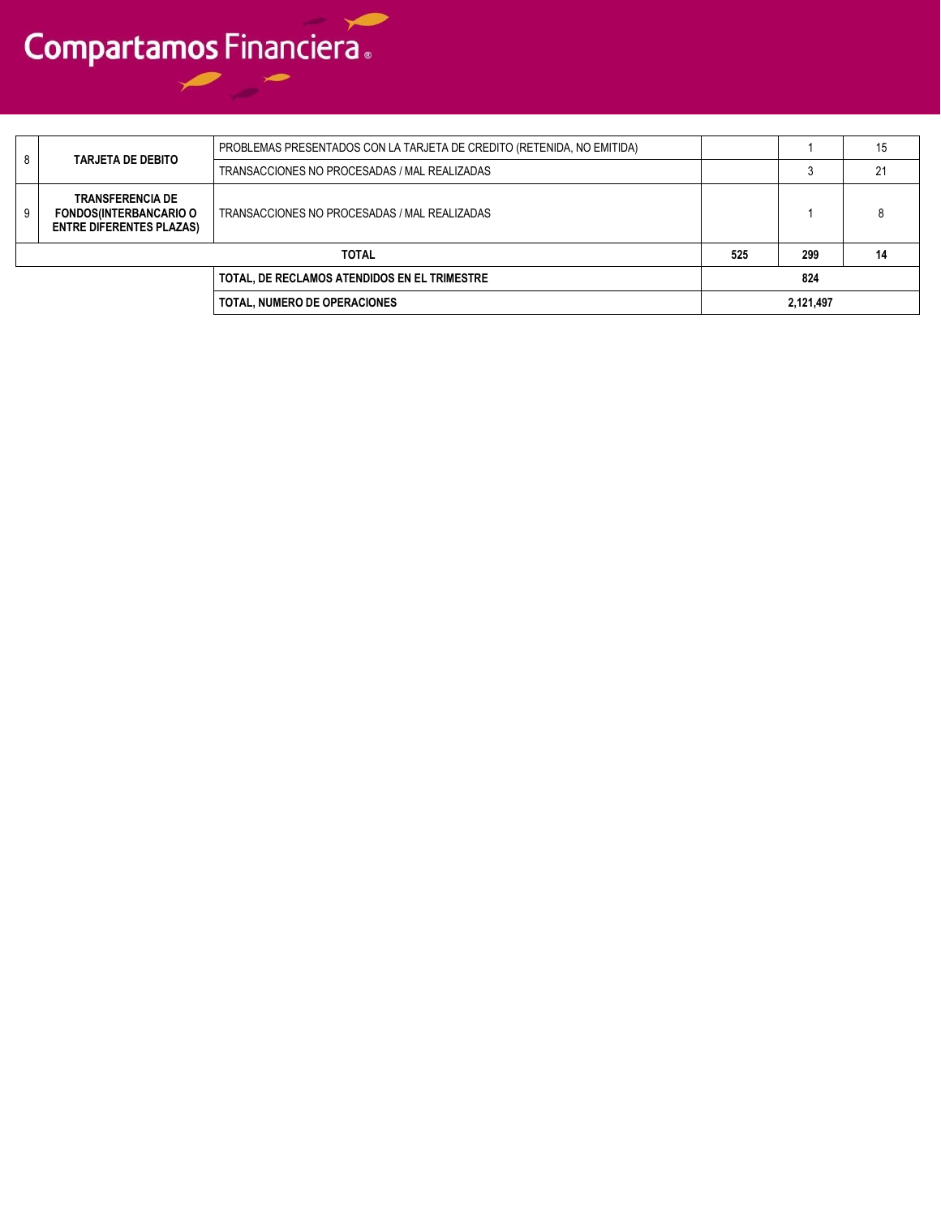| | | | | | |
|---|---|---|---|---|---|
| 8 | **TARJETA DE DEBITO** | PROBLEMAS PRESENTADOS CON LA TARJETA DE CREDITO (RETENIDA, NO EMITIDA) | | 1 | 15 |
| | | TRANSACCIONES NO PROCESADAS / MAL REALIZADAS | | 3 | 21 |
| 9 | **TRANSFERENCIA DE FONDOS(INTERBANCARIO O ENTRE DIFERENTES PLAZAS)** | TRANSACCIONES NO PROCESADAS / MAL REALIZADAS | | 1 | 8 |
| **TOTAL** | | | **525** | **299** | **14** |
| | | **TOTAL, DE RECLAMOS ATENDIDOS EN EL TRIMESTRE** | **824** | | |
| | | **TOTAL, NUMERO DE OPERACIONES** | **2,121,497** | | |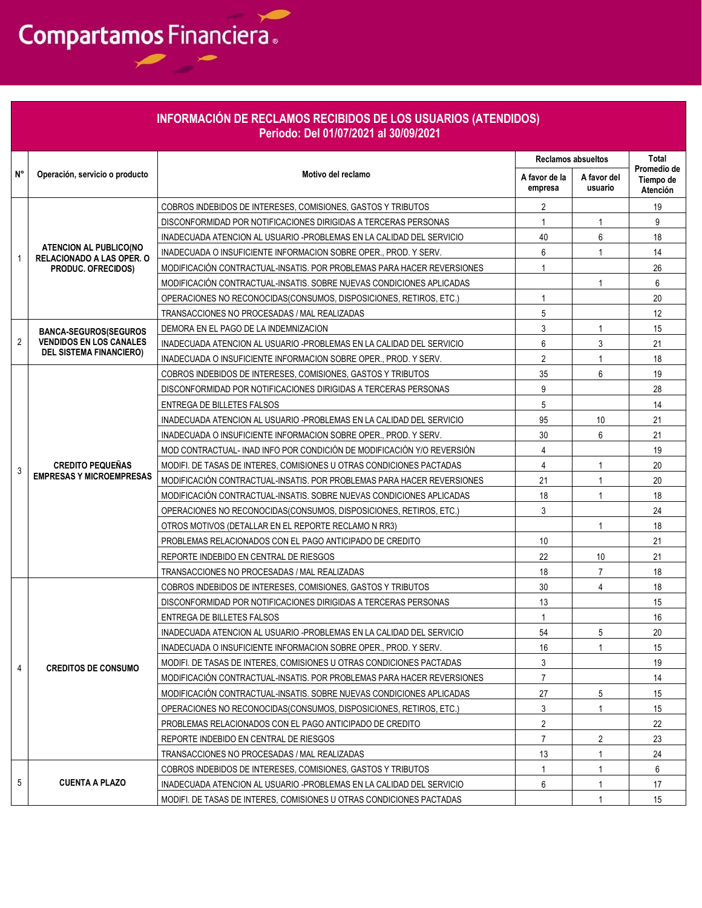# INFORMACIÓN DE RECLAMOS RECIBIDOS DE LOS USUARIOS (ATENDIDOS)
## Periodo: Del 01/07/2021 al 30/09/2021

| N° | Operación, servicio o producto | Motivo del reclamo | Reclamos absueltos | | Total Promedio de Tiempo de Atención |
|---|---|---|---|---|---|
| | | | A favor de la empresa | A favor del usuario | |
| 1 | ATENCION AL PUBLICO(NO RELACIONADO A LAS OPER. O PRODUC. OFRECIDOS) | COBROS INDEBIDOS DE INTERESES, COMISIONES, GASTOS Y TRIBUTOS | 2 | | 19 |
| | | DISCONFORMIDAD POR NOTIFICACIONES DIRIGIDAS A TERCERAS PERSONAS | 1 | 1 | 9 |
| | | INADECUADA ATENCION AL USUARIO -PROBLEMAS EN LA CALIDAD DEL SERVICIO | 40 | 6 | 18 |
| | | INADECUADA O INSUFICIENTE INFORMACION SOBRE OPER., PROD. Y SERV. | 6 | 1 | 14 |
| | | MODIFICACIÓN CONTRACTUAL-INSATIS. POR PROBLEMAS PARA HACER REVERSIONES | 1 | | 26 |
| | | MODIFICACIÓN CONTRACTUAL-INSATIS. SOBRE NUEVAS CONDICIONES APLICADAS | | 1 | 6 |
| | | OPERACIONES NO RECONOCIDAS(CONSUMOS, DISPOSICIONES, RETIROS, ETC.) | 1 | | 20 |
| | | TRANSACCIONES NO PROCESADAS / MAL REALIZADAS | 5 | | 12 |
| 2 | BANCA-SEGUROS(SEGUROS VENDIDOS EN LOS CANALES DEL SISTEMA FINANCIERO) | DEMORA EN EL PAGO DE LA INDEMNIZACION | 3 | 1 | 15 |
| | | INADECUADA ATENCION AL USUARIO -PROBLEMAS EN LA CALIDAD DEL SERVICIO | 6 | 3 | 21 |
| | | INADECUADA O INSUFICIENTE INFORMACION SOBRE OPER., PROD. Y SERV. | 2 | 1 | 18 |
| 3 | CREDITO PEQUEÑAS EMPRESAS Y MICROEMPRESAS | COBROS INDEBIDOS DE INTERESES, COMISIONES, GASTOS Y TRIBUTOS | 35 | 6 | 19 |
| | | DISCONFORMIDAD POR NOTIFICACIONES DIRIGIDAS A TERCERAS PERSONAS | 9 | | 28 |
| | | ENTREGA DE BILLETES FALSOS | 5 | | 14 |
| | | INADECUADA ATENCION AL USUARIO -PROBLEMAS EN LA CALIDAD DEL SERVICIO | 95 | 10 | 21 |
| | | INADECUADA O INSUFICIENTE INFORMACION SOBRE OPER., PROD. Y SERV. | 30 | 6 | 21 |
| | | MOD CONTRACTUAL- INAD INFO POR CONDICIÓN DE MODIFICACIÓN Y/O REVERSIÓN | 4 | | 19 |
| | | MODIFI. DE TASAS DE INTERES, COMISIONES U OTRAS CONDICIONES PACTADAS | 4 | 1 | 20 |
| | | MODIFICACIÓN CONTRACTUAL-INSATIS. POR PROBLEMAS PARA HACER REVERSIONES | 21 | 1 | 20 |
| | | MODIFICACIÓN CONTRACTUAL-INSATIS. SOBRE NUEVAS CONDICIONES APLICADAS | 18 | 1 | 18 |
| | | OPERACIONES NO RECONOCIDAS(CONSUMOS, DISPOSICIONES, RETIROS, ETC.) | 3 | | 24 |
| | | OTROS MOTIVOS (DETALLAR EN EL REPORTE RECLAMO N RR3) | | 1 | 18 |
| | | PROBLEMAS RELACIONADOS CON EL PAGO ANTICIPADO DE CREDITO | 10 | | 21 |
| | | REPORTE INDEBIDO EN CENTRAL DE RIESGOS | 22 | 10 | 21 |
| | | TRANSACCIONES NO PROCESADAS / MAL REALIZADAS | 18 | 7 | 18 |
| 4 | CREDITOS DE CONSUMO | COBROS INDEBIDOS DE INTERESES, COMISIONES, GASTOS Y TRIBUTOS | 30 | 4 | 18 |
| | | DISCONFORMIDAD POR NOTIFICACIONES DIRIGIDAS A TERCERAS PERSONAS | 13 | | 15 |
| | | ENTREGA DE BILLETES FALSOS | 1 | | 16 |
| | | INADECUADA ATENCION AL USUARIO -PROBLEMAS EN LA CALIDAD DEL SERVICIO | 54 | 5 | 20 |
| | | INADECUADA O INSUFICIENTE INFORMACION SOBRE OPER., PROD. Y SERV. | 16 | 1 | 15 |
| | | MODIFI. DE TASAS DE INTERES, COMISIONES U OTRAS CONDICIONES PACTADAS | 3 | | 19 |
| | | MODIFICACIÓN CONTRACTUAL-INSATIS. POR PROBLEMAS PARA HACER REVERSIONES | 7 | | 14 |
| | | MODIFICACIÓN CONTRACTUAL-INSATIS. SOBRE NUEVAS CONDICIONES APLICADAS | 27 | 5 | 15 |
| | | OPERACIONES NO RECONOCIDAS(CONSUMOS, DISPOSICIONES, RETIROS, ETC.) | 3 | 1 | 15 |
| | | PROBLEMAS RELACIONADOS CON EL PAGO ANTICIPADO DE CREDITO | 2 | | 22 |
| | | REPORTE INDEBIDO EN CENTRAL DE RIESGOS | 7 | 2 | 23 |
| | | TRANSACCIONES NO PROCESADAS / MAL REALIZADAS | 13 | 1 | 24 |
| 5 | CUENTA A PLAZO | COBROS INDEBIDOS DE INTERESES, COMISIONES, GASTOS Y TRIBUTOS | 1 | 1 | 6 |
| | | INADECUADA ATENCION AL USUARIO -PROBLEMAS EN LA CALIDAD DEL SERVICIO | 6 | 1 | 17 |
| | | MODIFI. DE TASAS DE INTERES, COMISIONES U OTRAS CONDICIONES PACTADAS | | 1 | 15 |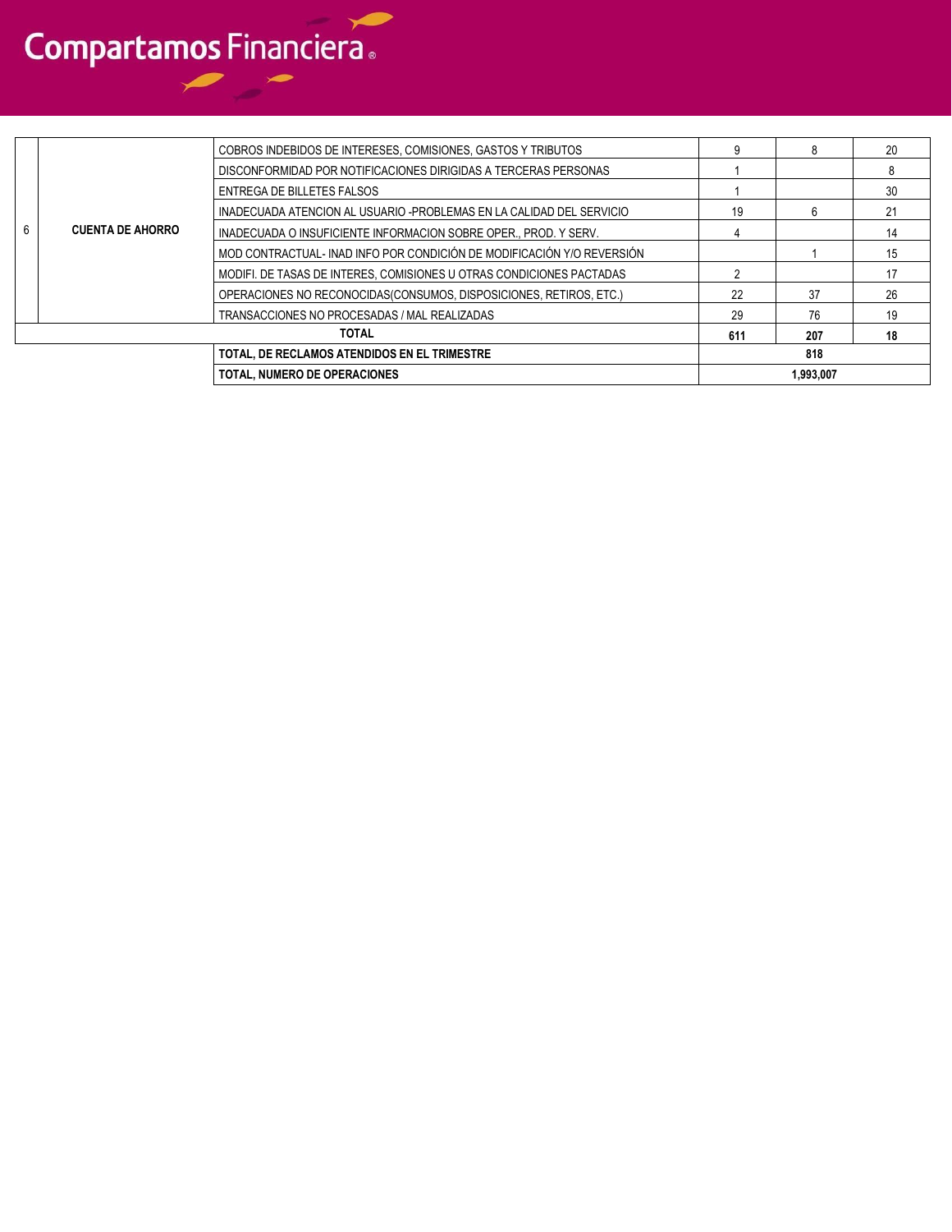| | | | | | |
|---|---|---|---|---|---|
| 6 | **CUENTA DE AHORRO** | COBROS INDEBIDOS DE INTERESES, COMISIONES, GASTOS Y TRIBUTOS | 9 | 8 | 20 |
| | | DISCONFORMIDAD POR NOTIFICACIONES DIRIGIDAS A TERCERAS PERSONAS | 1 | | 8 |
| | | ENTREGA DE BILLETES FALSOS | 1 | | 30 |
| | | INADECUADA ATENCION AL USUARIO -PROBLEMAS EN LA CALIDAD DEL SERVICIO | 19 | 6 | 21 |
| | | INADECUADA O INSUFICIENTE INFORMACION SOBRE OPER., PROD. Y SERV. | 4 | | 14 |
| | | MOD CONTRACTUAL- INAD INFO POR CONDICIÓN DE MODIFICACIÓN Y/O REVERSIÓN | | 1 | 15 |
| | | MODIFI. DE TASAS DE INTERES, COMISIONES U OTRAS CONDICIONES PACTADAS | 2 | | 17 |
| | | OPERACIONES NO RECONOCIDAS(CONSUMOS, DISPOSICIONES, RETIROS, ETC.) | 22 | 37 | 26 |
| | | TRANSACCIONES NO PROCESADAS / MAL REALIZADAS | 29 | 76 | 19 |
| **TOTAL** | | | **611** | **207** | **18** |
| | | **TOTAL, DE RECLAMOS ATENDIDOS EN EL TRIMESTRE** | **818** | | |
| | | **TOTAL, NUMERO DE OPERACIONES** | **1,993,007** | | |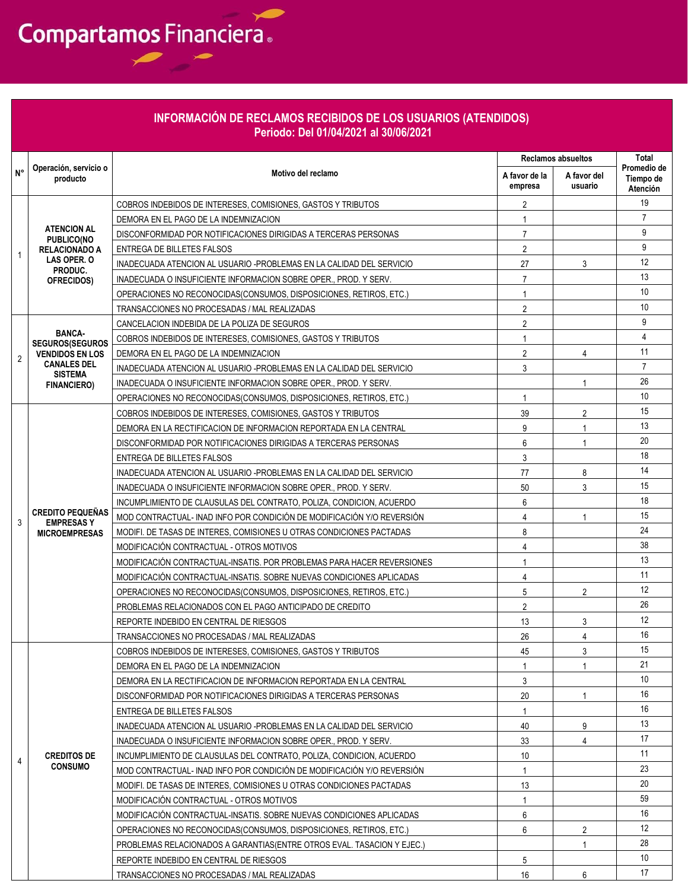Compartamos Financiera

## INFORMACIÓN DE RECLAMOS RECIBIDOS DE LOS USUARIOS (ATENDIDOS)
### Periodo: Del 01/04/2021 al 30/06/2021

| N° | Operación, servicio o producto | Motivo del reclamo | Reclamos absueltos | | Total Promedio de Tiempo de Atención |
|---|---|---|---|---|---|
| | | | A favor de la empresa | A favor del usuario | |
| 1 | ATENCION AL PUBLICO(NO RELACIONADO A LAS OPER. O PRODUC. OFRECIDOS) | COBROS INDEBIDOS DE INTERESES, COMISIONES, GASTOS Y TRIBUTOS | 2 | | 19 |
| | | DEMORA EN EL PAGO DE LA INDEMNIZACION | 1 | | 7 |
| | | DISCONFORMIDAD POR NOTIFICACIONES DIRIGIDAS A TERCERAS PERSONAS | 7 | | 9 |
| | | ENTREGA DE BILLETES FALSOS | 2 | | 9 |
| | | INADECUADA ATENCION AL USUARIO -PROBLEMAS EN LA CALIDAD DEL SERVICIO | 27 | 3 | 12 |
| | | INADECUADA O INSUFICIENTE INFORMACION SOBRE OPER., PROD. Y SERV. | 7 | | 13 |
| | | OPERACIONES NO RECONOCIDAS(CONSUMOS, DISPOSICIONES, RETIROS, ETC.) | 1 | | 10 |
| | | TRANSACCIONES NO PROCESADAS / MAL REALIZADAS | 2 | | 10 |
| 2 | BANCA-SEGUROS(SEGUROS VENDIDOS EN LOS CANALES DEL SISTEMA FINANCIERO) | CANCELACION INDEBIDA DE LA POLIZA DE SEGUROS | 2 | | 9 |
| | | COBROS INDEBIDOS DE INTERESES, COMISIONES, GASTOS Y TRIBUTOS | 1 | | 4 |
| | | DEMORA EN EL PAGO DE LA INDEMNIZACION | 2 | 4 | 11 |
| | | INADECUADA ATENCION AL USUARIO -PROBLEMAS EN LA CALIDAD DEL SERVICIO | 3 | | 7 |
| | | INADECUADA O INSUFICIENTE INFORMACION SOBRE OPER., PROD. Y SERV. | | 1 | 26 |
| | | OPERACIONES NO RECONOCIDAS(CONSUMOS, DISPOSICIONES, RETIROS, ETC.) | 1 | | 10 |
| 3 | CREDITO PEQUEÑAS EMPRESAS Y MICROEMPRESAS | COBROS INDEBIDOS DE INTERESES, COMISIONES, GASTOS Y TRIBUTOS | 39 | 2 | 15 |
| | | DEMORA EN LA RECTIFICACION DE INFORMACION REPORTADA EN LA CENTRAL | 9 | 1 | 13 |
| | | DISCONFORMIDAD POR NOTIFICACIONES DIRIGIDAS A TERCERAS PERSONAS | 6 | 1 | 20 |
| | | ENTREGA DE BILLETES FALSOS | 3 | | 18 |
| | | INADECUADA ATENCION AL USUARIO -PROBLEMAS EN LA CALIDAD DEL SERVICIO | 77 | 8 | 14 |
| | | INADECUADA O INSUFICIENTE INFORMACION SOBRE OPER., PROD. Y SERV. | 50 | 3 | 15 |
| | | INCUMPLIMIENTO DE CLAUSULAS DEL CONTRATO, POLIZA, CONDICION, ACUERDO | 6 | | 18 |
| | | MOD CONTRACTUAL- INAD INFO POR CONDICIÓN DE MODIFICACIÓN Y/O REVERSIÓN | 4 | 1 | 15 |
| | | MODIFI. DE TASAS DE INTERES, COMISIONES U OTRAS CONDICIONES PACTADAS | 8 | | 24 |
| | | MODIFICACIÓN CONTRACTUAL - OTROS MOTIVOS | 4 | | 38 |
| | | MODIFICACIÓN CONTRACTUAL-INSATIS. POR PROBLEMAS PARA HACER REVERSIONES | 1 | | 13 |
| | | MODIFICACIÓN CONTRACTUAL-INSATIS. SOBRE NUEVAS CONDICIONES APLICADAS | 4 | | 11 |
| | | OPERACIONES NO RECONOCIDAS(CONSUMOS, DISPOSICIONES, RETIROS, ETC.) | 5 | 2 | 12 |
| | | PROBLEMAS RELACIONADOS CON EL PAGO ANTICIPADO DE CREDITO | 2 | | 26 |
| | | REPORTE INDEBIDO EN CENTRAL DE RIESGOS | 13 | 3 | 12 |
| | | TRANSACCIONES NO PROCESADAS / MAL REALIZADAS | 26 | 4 | 16 |
| 4 | CREDITOS DE CONSUMO | COBROS INDEBIDOS DE INTERESES, COMISIONES, GASTOS Y TRIBUTOS | 45 | 3 | 15 |
| | | DEMORA EN EL PAGO DE LA INDEMNIZACION | 1 | 1 | 21 |
| | | DEMORA EN LA RECTIFICACION DE INFORMACION REPORTADA EN LA CENTRAL | 3 | | 10 |
| | | DISCONFORMIDAD POR NOTIFICACIONES DIRIGIDAS A TERCERAS PERSONAS | 20 | 1 | 16 |
| | | ENTREGA DE BILLETES FALSOS | 1 | | 16 |
| | | INADECUADA ATENCION AL USUARIO -PROBLEMAS EN LA CALIDAD DEL SERVICIO | 40 | 9 | 13 |
| | | INADECUADA O INSUFICIENTE INFORMACION SOBRE OPER., PROD. Y SERV. | 33 | 4 | 17 |
| | | INCUMPLIMIENTO DE CLAUSULAS DEL CONTRATO, POLIZA, CONDICION, ACUERDO | 10 | | 11 |
| | | MOD CONTRACTUAL- INAD INFO POR CONDICIÓN DE MODIFICACIÓN Y/O REVERSIÓN | 1 | | 23 |
| | | MODIFI. DE TASAS DE INTERES, COMISIONES U OTRAS CONDICIONES PACTADAS | 13 | | 20 |
| | | MODIFICACIÓN CONTRACTUAL - OTROS MOTIVOS | 1 | | 59 |
| | | MODIFICACIÓN CONTRACTUAL-INSATIS. SOBRE NUEVAS CONDICIONES APLICADAS | 6 | | 16 |
| | | OPERACIONES NO RECONOCIDAS(CONSUMOS, DISPOSICIONES, RETIROS, ETC.) | 6 | 2 | 12 |
| | | PROBLEMAS RELACIONADOS A GARANTIAS(ENTRE OTROS EVAL. TASACION Y EJEC.) | | 1 | 28 |
| | | REPORTE INDEBIDO EN CENTRAL DE RIESGOS | 5 | | 10 |
| | | TRANSACCIONES NO PROCESADAS / MAL REALIZADAS | 16 | 6 | 17 |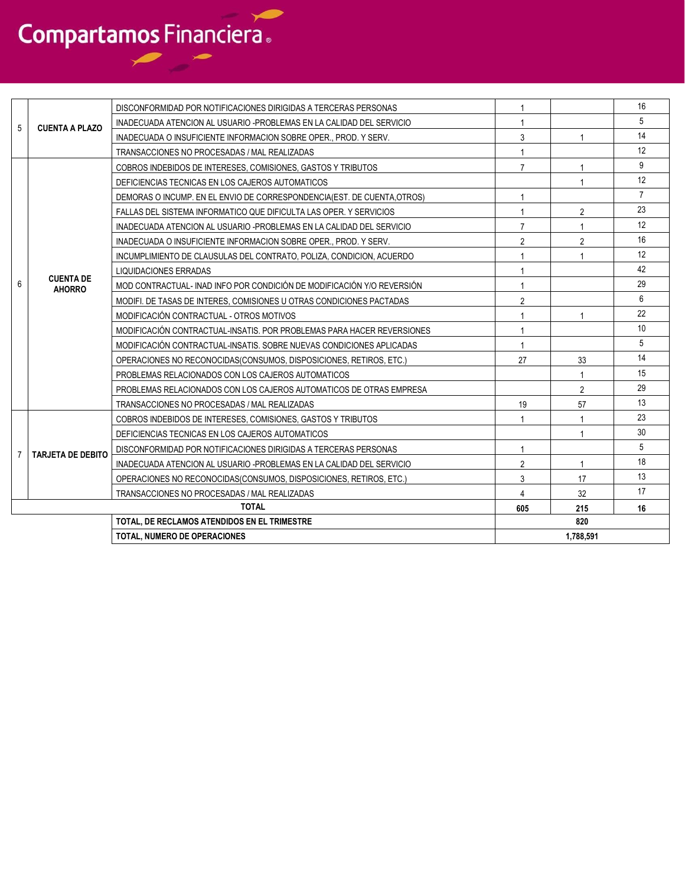| | | | | | |
|---|---|---|---|---|---|
| 5 | CUENTA A PLAZO | DISCONFORMIDAD POR NOTIFICACIONES DIRIGIDAS A TERCERAS PERSONAS | 1 | | 16 |
| | | INADECUADA ATENCION AL USUARIO -PROBLEMAS EN LA CALIDAD DEL SERVICIO | 1 | | 5 |
| | | INADECUADA O INSUFICIENTE INFORMACION SOBRE OPER., PROD. Y SERV. | 3 | 1 | 14 |
| | | TRANSACCIONES NO PROCESADAS / MAL REALIZADAS | 1 | | 12 |
| 6 | CUENTA DE AHORRO | COBROS INDEBIDOS DE INTERESES, COMISIONES, GASTOS Y TRIBUTOS | 7 | 1 | 9 |
| | | DEFICIENCIAS TECNICAS EN LOS CAJEROS AUTOMATICOS | | 1 | 12 |
| | | DEMORAS O INCUMP. EN EL ENVIO DE CORRESPONDENCIA(EST. DE CUENTA,OTROS) | 1 | | 7 |
| | | FALLAS DEL SISTEMA INFORMATICO QUE DIFICULTA LAS OPER. Y SERVICIOS | 1 | 2 | 23 |
| | | INADECUADA ATENCION AL USUARIO -PROBLEMAS EN LA CALIDAD DEL SERVICIO | 7 | 1 | 12 |
| | | INADECUADA O INSUFICIENTE INFORMACION SOBRE OPER., PROD. Y SERV. | 2 | 2 | 16 |
| | | INCUMPLIMIENTO DE CLAUSULAS DEL CONTRATO, POLIZA, CONDICION, ACUERDO | 1 | 1 | 12 |
| | | LIQUIDACIONES ERRADAS | 1 | | 42 |
| | | MOD CONTRACTUAL- INAD INFO POR CONDICIÓN DE MODIFICACIÓN Y/O REVERSIÓN | 1 | | 29 |
| | | MODIFI. DE TASAS DE INTERES, COMISIONES U OTRAS CONDICIONES PACTADAS | 2 | | 6 |
| | | MODIFICACIÓN CONTRACTUAL - OTROS MOTIVOS | 1 | 1 | 22 |
| | | MODIFICACIÓN CONTRACTUAL-INSATIS. POR PROBLEMAS PARA HACER REVERSIONES | 1 | | 10 |
| | | MODIFICACIÓN CONTRACTUAL-INSATIS. SOBRE NUEVAS CONDICIONES APLICADAS | 1 | | 5 |
| | | OPERACIONES NO RECONOCIDAS(CONSUMOS, DISPOSICIONES, RETIROS, ETC.) | 27 | 33 | 14 |
| | | PROBLEMAS RELACIONADOS CON LOS CAJEROS AUTOMATICOS | | 1 | 15 |
| | | PROBLEMAS RELACIONADOS CON LOS CAJEROS AUTOMATICOS DE OTRAS EMPRESA | | 2 | 29 |
| | | TRANSACCIONES NO PROCESADAS / MAL REALIZADAS | 19 | 57 | 13 |
| 7 | TARJETA DE DEBITO | COBROS INDEBIDOS DE INTERESES, COMISIONES, GASTOS Y TRIBUTOS | 1 | 1 | 23 |
| | | DEFICIENCIAS TECNICAS EN LOS CAJEROS AUTOMATICOS | | 1 | 30 |
| | | DISCONFORMIDAD POR NOTIFICACIONES DIRIGIDAS A TERCERAS PERSONAS | 1 | | 5 |
| | | INADECUADA ATENCION AL USUARIO -PROBLEMAS EN LA CALIDAD DEL SERVICIO | 2 | 1 | 18 |
| | | OPERACIONES NO RECONOCIDAS(CONSUMOS, DISPOSICIONES, RETIROS, ETC.) | 3 | 17 | 13 |
| | | TRANSACCIONES NO PROCESADAS / MAL REALIZADAS | 4 | 32 | 17 |
| **TOTAL** | | | **605** | **215** | **16** |
| | | **TOTAL, DE RECLAMOS ATENDIDOS EN EL TRIMESTRE** | **820** | | |
| | | **TOTAL, NUMERO DE OPERACIONES** | **1,788,591** | | |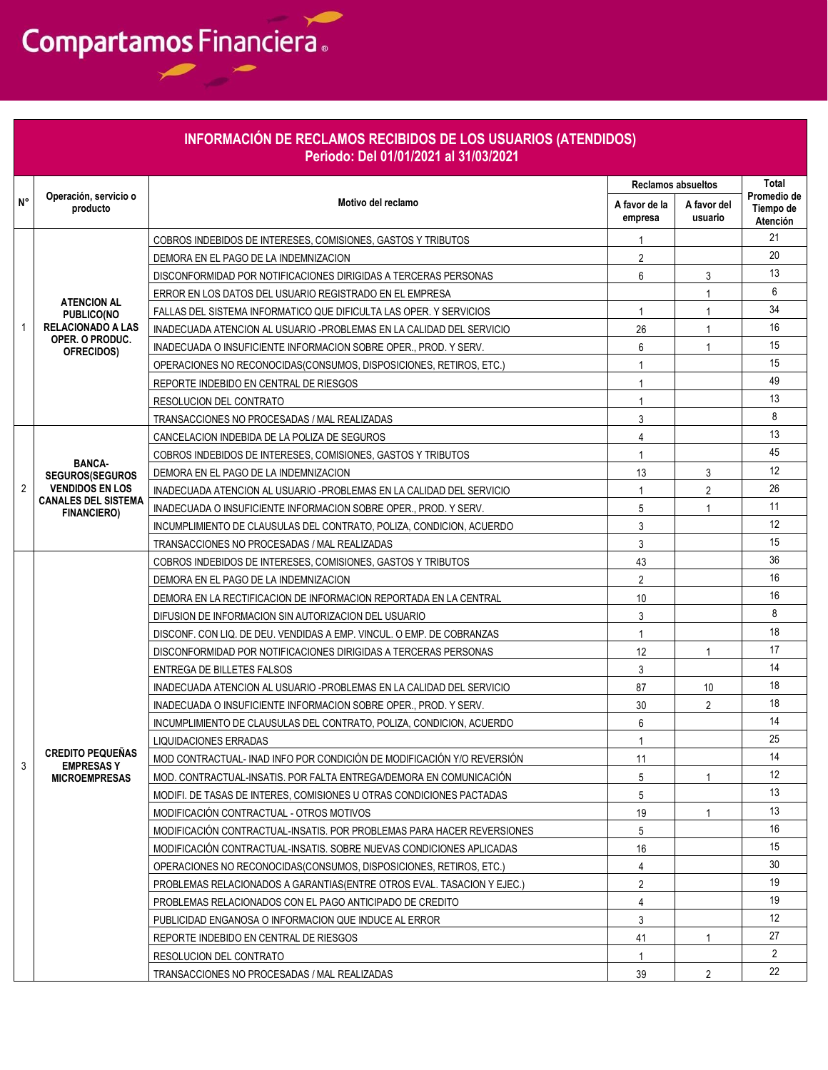Compartamos Financiera

## INFORMACIÓN DE RECLAMOS RECIBIDOS DE LOS USUARIOS (ATENDIDOS)
### Periodo: Del 01/01/2021 al 31/03/2021

| N° | Operación, servicio o producto | Motivo del reclamo | Reclamos absueltos | | Total Promedio de Tiempo de Atención |
|---|---|---|---|---|---|
| | | | A favor de la empresa | A favor del usuario | |
| 1 | ATENCION AL PUBLICO(NO RELACIONADO A LAS OPER. O PRODUC. OFRECIDOS) | COBROS INDEBIDOS DE INTERESES, COMISIONES, GASTOS Y TRIBUTOS | 1 | | 21 |
| | | DEMORA EN EL PAGO DE LA INDEMNIZACION | 2 | | 20 |
| | | DISCONFORMIDAD POR NOTIFICACIONES DIRIGIDAS A TERCERAS PERSONAS | 6 | 3 | 13 |
| | | ERROR EN LOS DATOS DEL USUARIO REGISTRADO EN EL EMPRESA | | 1 | 6 |
| | | FALLAS DEL SISTEMA INFORMATICO QUE DIFICULTA LAS OPER. Y SERVICIOS | 1 | 1 | 34 |
| | | INADECUADA ATENCION AL USUARIO -PROBLEMAS EN LA CALIDAD DEL SERVICIO | 26 | 1 | 16 |
| | | INADECUADA O INSUFICIENTE INFORMACION SOBRE OPER., PROD. Y SERV. | 6 | 1 | 15 |
| | | OPERACIONES NO RECONOCIDAS(CONSUMOS, DISPOSICIONES, RETIROS, ETC.) | 1 | | 15 |
| | | REPORTE INDEBIDO EN CENTRAL DE RIESGOS | 1 | | 49 |
| | | RESOLUCION DEL CONTRATO | 1 | | 13 |
| | | TRANSACCIONES NO PROCESADAS / MAL REALIZADAS | 3 | | 8 |
| 2 | BANCA-SEGUROS(SEGUROS VENDIDOS EN LOS CANALES DEL SISTEMA FINANCIERO) | CANCELACION INDEBIDA DE LA POLIZA DE SEGUROS | 4 | | 13 |
| | | COBROS INDEBIDOS DE INTERESES, COMISIONES, GASTOS Y TRIBUTOS | 1 | | 45 |
| | | DEMORA EN EL PAGO DE LA INDEMNIZACION | 13 | 3 | 12 |
| | | INADECUADA ATENCION AL USUARIO -PROBLEMAS EN LA CALIDAD DEL SERVICIO | 1 | 2 | 26 |
| | | INADECUADA O INSUFICIENTE INFORMACION SOBRE OPER., PROD. Y SERV. | 5 | 1 | 11 |
| | | INCUMPLIMIENTO DE CLAUSULAS DEL CONTRATO, POLIZA, CONDICION, ACUERDO | 3 | | 12 |
| | | TRANSACCIONES NO PROCESADAS / MAL REALIZADAS | 3 | | 15 |
| 3 | CREDITO PEQUEÑAS EMPRESAS Y MICROEMPRESAS | COBROS INDEBIDOS DE INTERESES, COMISIONES, GASTOS Y TRIBUTOS | 43 | | 36 |
| | | DEMORA EN EL PAGO DE LA INDEMNIZACION | 2 | | 16 |
| | | DEMORA EN LA RECTIFICACION DE INFORMACION REPORTADA EN LA CENTRAL | 10 | | 16 |
| | | DIFUSION DE INFORMACION SIN AUTORIZACION DEL USUARIO | 3 | | 8 |
| | | DISCONF. CON LIQ. DE DEU. VENDIDAS A EMP. VINCUL. O EMP. DE COBRANZAS | 1 | | 18 |
| | | DISCONFORMIDAD POR NOTIFICACIONES DIRIGIDAS A TERCERAS PERSONAS | 12 | 1 | 17 |
| | | ENTREGA DE BILLETES FALSOS | 3 | | 14 |
| | | INADECUADA ATENCION AL USUARIO -PROBLEMAS EN LA CALIDAD DEL SERVICIO | 87 | 10 | 18 |
| | | INADECUADA O INSUFICIENTE INFORMACION SOBRE OPER., PROD. Y SERV. | 30 | 2 | 18 |
| | | INCUMPLIMIENTO DE CLAUSULAS DEL CONTRATO, POLIZA, CONDICION, ACUERDO | 6 | | 14 |
| | | LIQUIDACIONES ERRADAS | 1 | | 25 |
| | | MOD CONTRACTUAL- INAD INFO POR CONDICIÓN DE MODIFICACIÓN Y/O REVERSIÓN | 11 | | 14 |
| | | MOD. CONTRACTUAL-INSATIS. POR FALTA ENTREGA/DEMORA EN COMUNICACIÓN | 5 | 1 | 12 |
| | | MODIFI. DE TASAS DE INTERES, COMISIONES U OTRAS CONDICIONES PACTADAS | 5 | | 13 |
| | | MODIFICACIÓN CONTRACTUAL - OTROS MOTIVOS | 19 | 1 | 13 |
| | | MODIFICACIÓN CONTRACTUAL-INSATIS. POR PROBLEMAS PARA HACER REVERSIONES | 5 | | 16 |
| | | MODIFICACIÓN CONTRACTUAL-INSATIS. SOBRE NUEVAS CONDICIONES APLICADAS | 16 | | 15 |
| | | OPERACIONES NO RECONOCIDAS(CONSUMOS, DISPOSICIONES, RETIROS, ETC.) | 4 | | 30 |
| | | PROBLEMAS RELACIONADOS A GARANTIAS(ENTRE OTROS EVAL. TASACION Y EJEC.) | 2 | | 19 |
| | | PROBLEMAS RELACIONADOS CON EL PAGO ANTICIPADO DE CREDITO | 4 | | 19 |
| | | PUBLICIDAD ENGANOSA O INFORMACION QUE INDUCE AL ERROR | 3 | | 12 |
| | | REPORTE INDEBIDO EN CENTRAL DE RIESGOS | 41 | 1 | 27 |
| | | RESOLUCION DEL CONTRATO | 1 | | 2 |
| | | TRANSACCIONES NO PROCESADAS / MAL REALIZADAS | 39 | 2 | 22 |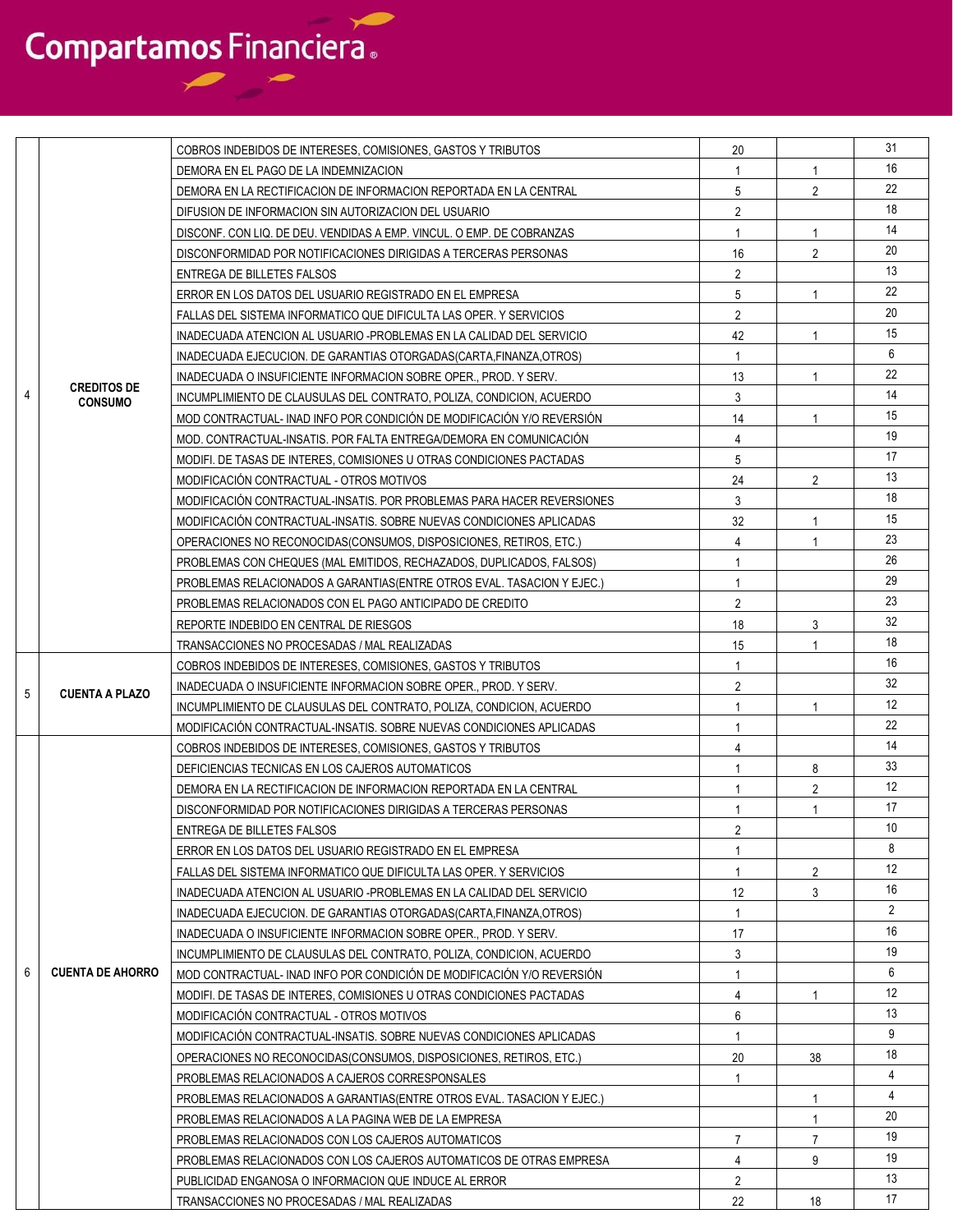| | | | | | |
|---|---|---|---|---|---|
| 4 | CREDITOS DE CONSUMO | COBROS INDEBIDOS DE INTERESES, COMISIONES, GASTOS Y TRIBUTOS | 20 | | 31 |
| | | DEMORA EN EL PAGO DE LA INDEMNIZACION | 1 | 1 | 16 |
| | | DEMORA EN LA RECTIFICACION DE INFORMACION REPORTADA EN LA CENTRAL | 5 | 2 | 22 |
| | | DIFUSION DE INFORMACION SIN AUTORIZACION DEL USUARIO | 2 | | 18 |
| | | DISCONF. CON LIQ. DE DEU. VENDIDAS A EMP. VINCUL. O EMP. DE COBRANZAS | 1 | 1 | 14 |
| | | DISCONFORMIDAD POR NOTIFICACIONES DIRIGIDAS A TERCERAS PERSONAS | 16 | 2 | 20 |
| | | ENTREGA DE BILLETES FALSOS | 2 | | 13 |
| | | ERROR EN LOS DATOS DEL USUARIO REGISTRADO EN EL EMPRESA | 5 | 1 | 22 |
| | | FALLAS DEL SISTEMA INFORMATICO QUE DIFICULTA LAS OPER. Y SERVICIOS | 2 | | 20 |
| | | INADECUADA ATENCION AL USUARIO -PROBLEMAS EN LA CALIDAD DEL SERVICIO | 42 | 1 | 15 |
| | | INADECUADA EJECUCION. DE GARANTIAS OTORGADAS(CARTA,FINANZA,OTROS) | 1 | | 6 |
| | | INADECUADA O INSUFICIENTE INFORMACION SOBRE OPER., PROD. Y SERV. | 13 | 1 | 22 |
| | | INCUMPLIMIENTO DE CLAUSULAS DEL CONTRATO, POLIZA, CONDICION, ACUERDO | 3 | | 14 |
| | | MOD CONTRACTUAL- INAD INFO POR CONDICIÓN DE MODIFICACIÓN Y/O REVERSIÓN | 14 | 1 | 15 |
| | | MOD. CONTRACTUAL-INSATIS. POR FALTA ENTREGA/DEMORA EN COMUNICACIÓN | 4 | | 19 |
| | | MODIFI. DE TASAS DE INTERES, COMISIONES U OTRAS CONDICIONES PACTADAS | 5 | | 17 |
| | | MODIFICACIÓN CONTRACTUAL - OTROS MOTIVOS | 24 | 2 | 13 |
| | | MODIFICACIÓN CONTRACTUAL-INSATIS. POR PROBLEMAS PARA HACER REVERSIONES | 3 | | 18 |
| | | MODIFICACIÓN CONTRACTUAL-INSATIS. SOBRE NUEVAS CONDICIONES APLICADAS | 32 | 1 | 15 |
| | | OPERACIONES NO RECONOCIDAS(CONSUMOS, DISPOSICIONES, RETIROS, ETC.) | 4 | 1 | 23 |
| | | PROBLEMAS CON CHEQUES (MAL EMITIDOS, RECHAZADOS, DUPLICADOS, FALSOS) | 1 | | 26 |
| | | PROBLEMAS RELACIONADOS A GARANTIAS(ENTRE OTROS EVAL. TASACION Y EJEC.) | 1 | | 29 |
| | | PROBLEMAS RELACIONADOS CON EL PAGO ANTICIPADO DE CREDITO | 2 | | 23 |
| | | REPORTE INDEBIDO EN CENTRAL DE RIESGOS | 18 | 3 | 32 |
| | | TRANSACCIONES NO PROCESADAS / MAL REALIZADAS | 15 | 1 | 18 |
| 5 | CUENTA A PLAZO | COBROS INDEBIDOS DE INTERESES, COMISIONES, GASTOS Y TRIBUTOS | 1 | | 16 |
| | | INADECUADA O INSUFICIENTE INFORMACION SOBRE OPER., PROD. Y SERV. | 2 | | 32 |
| | | INCUMPLIMIENTO DE CLAUSULAS DEL CONTRATO, POLIZA, CONDICION, ACUERDO | 1 | 1 | 12 |
| | | MODIFICACIÓN CONTRACTUAL-INSATIS. SOBRE NUEVAS CONDICIONES APLICADAS | 1 | | 22 |
| 6 | CUENTA DE AHORRO | COBROS INDEBIDOS DE INTERESES, COMISIONES, GASTOS Y TRIBUTOS | 4 | | 14 |
| | | DEFICIENCIAS TECNICAS EN LOS CAJEROS AUTOMATICOS | 1 | 8 | 33 |
| | | DEMORA EN LA RECTIFICACION DE INFORMACION REPORTADA EN LA CENTRAL | 1 | 2 | 12 |
| | | DISCONFORMIDAD POR NOTIFICACIONES DIRIGIDAS A TERCERAS PERSONAS | 1 | 1 | 17 |
| | | ENTREGA DE BILLETES FALSOS | 2 | | 10 |
| | | ERROR EN LOS DATOS DEL USUARIO REGISTRADO EN EL EMPRESA | 1 | | 8 |
| | | FALLAS DEL SISTEMA INFORMATICO QUE DIFICULTA LAS OPER. Y SERVICIOS | 1 | 2 | 12 |
| | | INADECUADA ATENCION AL USUARIO -PROBLEMAS EN LA CALIDAD DEL SERVICIO | 12 | 3 | 16 |
| | | INADECUADA EJECUCION. DE GARANTIAS OTORGADAS(CARTA,FINANZA,OTROS) | 1 | | 2 |
| | | INADECUADA O INSUFICIENTE INFORMACION SOBRE OPER., PROD. Y SERV. | 17 | | 16 |
| | | INCUMPLIMIENTO DE CLAUSULAS DEL CONTRATO, POLIZA, CONDICION, ACUERDO | 3 | | 19 |
| | | MOD CONTRACTUAL- INAD INFO POR CONDICIÓN DE MODIFICACIÓN Y/O REVERSIÓN | 1 | | 6 |
| | | MODIFI. DE TASAS DE INTERES, COMISIONES U OTRAS CONDICIONES PACTADAS | 4 | 1 | 12 |
| | | MODIFICACIÓN CONTRACTUAL - OTROS MOTIVOS | 6 | | 13 |
| | | MODIFICACIÓN CONTRACTUAL-INSATIS. SOBRE NUEVAS CONDICIONES APLICADAS | 1 | | 9 |
| | | OPERACIONES NO RECONOCIDAS(CONSUMOS, DISPOSICIONES, RETIROS, ETC.) | 20 | 38 | 18 |
| | | PROBLEMAS RELACIONADOS A CAJEROS CORRESPONSALES | 1 | | 4 |
| | | PROBLEMAS RELACIONADOS A GARANTIAS(ENTRE OTROS EVAL. TASACION Y EJEC.) | | 1 | 4 |
| | | PROBLEMAS RELACIONADOS A LA PAGINA WEB DE LA EMPRESA | | 1 | 20 |
| | | PROBLEMAS RELACIONADOS CON LOS CAJEROS AUTOMATICOS | 7 | 7 | 19 |
| | | PROBLEMAS RELACIONADOS CON LOS CAJEROS AUTOMATICOS DE OTRAS EMPRESA | 4 | 9 | 19 |
| | | PUBLICIDAD ENGANOSA O INFORMACION QUE INDUCE AL ERROR | 2 | | 13 |
| | | TRANSACCIONES NO PROCESADAS / MAL REALIZADAS | 22 | 18 | 17 |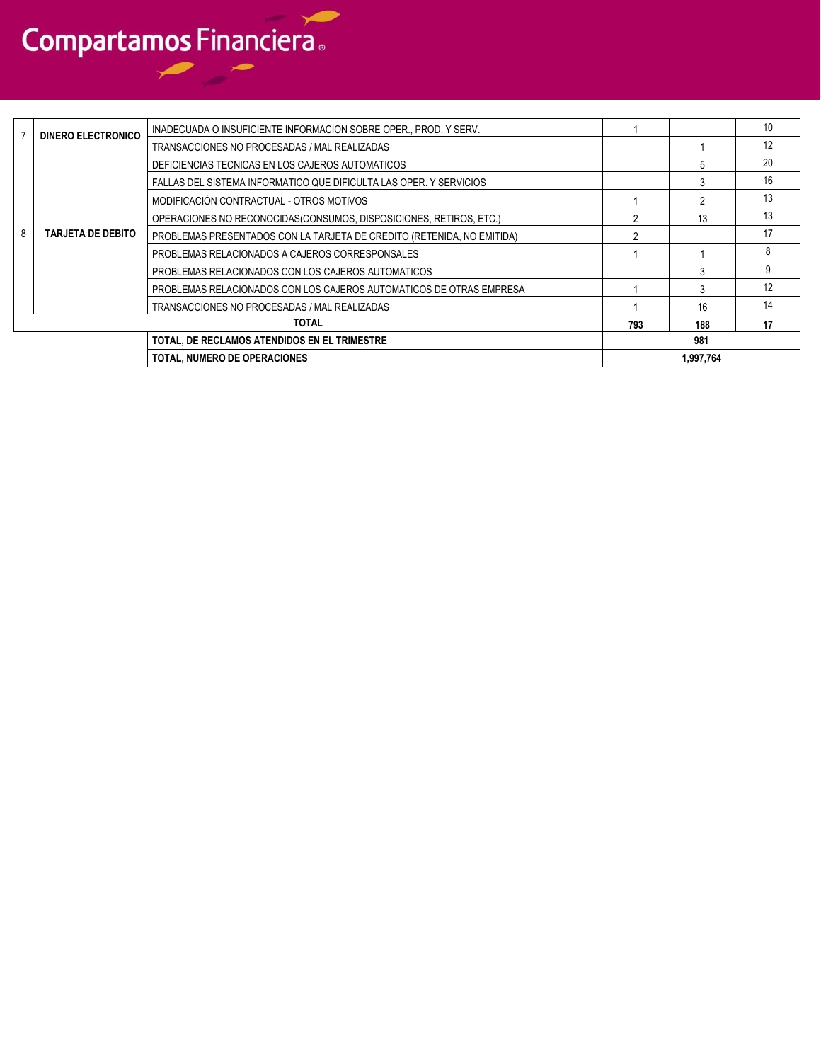Compartamos Financiera

| | | | | | |
|---|---|---|---|---|---|
| 7 | DINERO ELECTRONICO | INADECUADA O INSUFICIENTE INFORMACION SOBRE OPER., PROD. Y SERV. | 1 | | 10 |
| | | TRANSACCIONES NO PROCESADAS / MAL REALIZADAS | | 1 | 12 |
| 8 | TARJETA DE DEBITO | DEFICIENCIAS TECNICAS EN LOS CAJEROS AUTOMATICOS | | 5 | 20 |
| | | FALLAS DEL SISTEMA INFORMATICO QUE DIFICULTA LAS OPER. Y SERVICIOS | | 3 | 16 |
| | | MODIFICACIÓN CONTRACTUAL - OTROS MOTIVOS | 1 | 2 | 13 |
| | | OPERACIONES NO RECONOCIDAS(CONSUMOS, DISPOSICIONES, RETIROS, ETC.) | 2 | 13 | 13 |
| | | PROBLEMAS PRESENTADOS CON LA TARJETA DE CREDITO (RETENIDA, NO EMITIDA) | 2 | | 17 |
| | | PROBLEMAS RELACIONADOS A CAJEROS CORRESPONSALES | 1 | 1 | 8 |
| | | PROBLEMAS RELACIONADOS CON LOS CAJEROS AUTOMATICOS | | 3 | 9 |
| | | PROBLEMAS RELACIONADOS CON LOS CAJEROS AUTOMATICOS DE OTRAS EMPRESA | 1 | 3 | 12 |
| | | TRANSACCIONES NO PROCESADAS / MAL REALIZADAS | 1 | 16 | 14 |
| **TOTAL** | | | **793** | **188** | **17** |
| | | **TOTAL, DE RECLAMOS ATENDIDOS EN EL TRIMESTRE** | **981** | | |
| | | **TOTAL, NUMERO DE OPERACIONES** | **1,997,764** | | |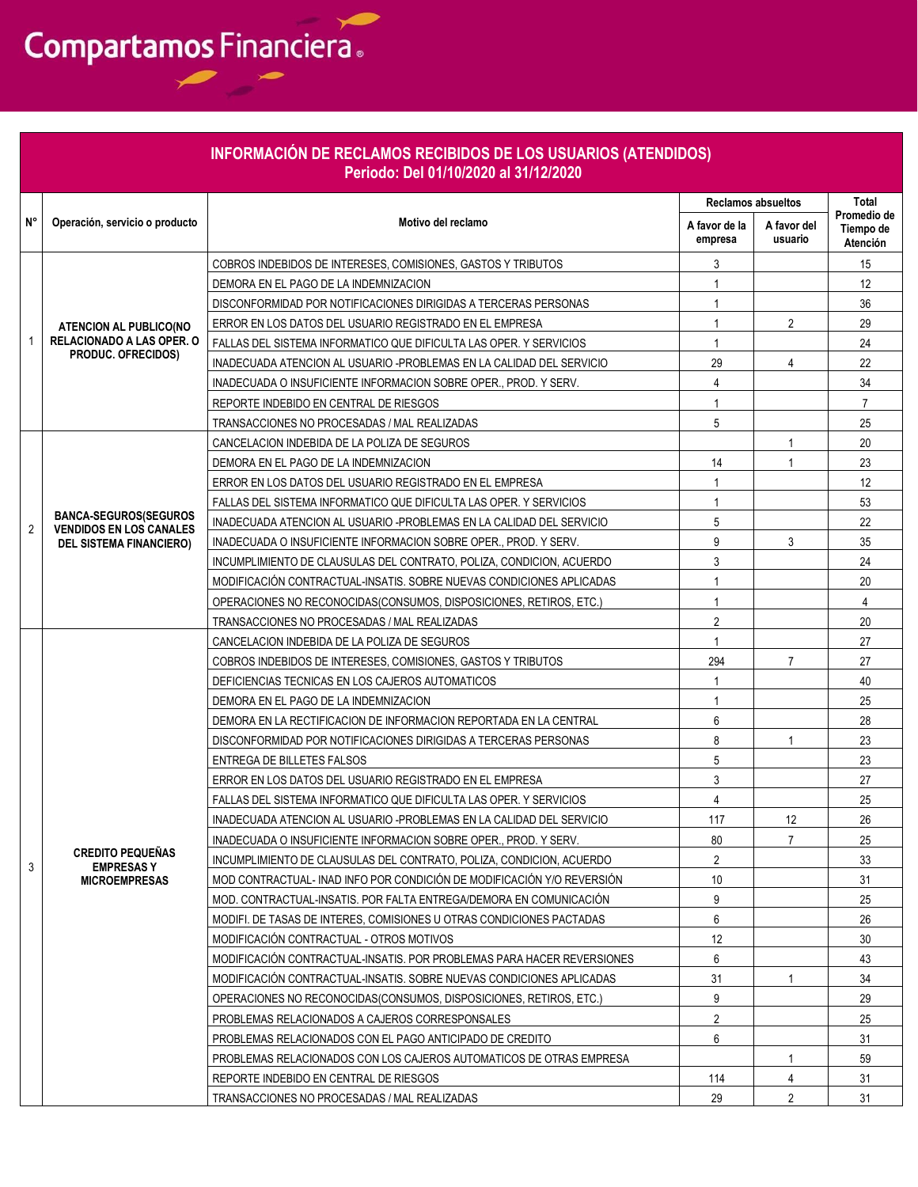Compartamos Financiera

## INFORMACIÓN DE RECLAMOS RECIBIDOS DE LOS USUARIOS (ATENDIDOS)
### Periodo: Del 01/10/2020 al 31/12/2020

| N° | Operación, servicio o producto | Motivo del reclamo | Reclamos absueltos | | Total Promedio de Tiempo de Atención |
|---|---|---|---|---|---|
| | | | A favor de la empresa | A favor del usuario | |
| 1 | ATENCION AL PUBLICO(NO RELACIONADO A LAS OPER. O PRODUC. OFRECIDOS) | COBROS INDEBIDOS DE INTERESES, COMISIONES, GASTOS Y TRIBUTOS | 3 | | 15 |
| | | DEMORA EN EL PAGO DE LA INDEMNIZACION | 1 | | 12 |
| | | DISCONFORMIDAD POR NOTIFICACIONES DIRIGIDAS A TERCERAS PERSONAS | 1 | | 36 |
| | | ERROR EN LOS DATOS DEL USUARIO REGISTRADO EN EL EMPRESA | 1 | 2 | 29 |
| | | FALLAS DEL SISTEMA INFORMATICO QUE DIFICULTA LAS OPER. Y SERVICIOS | 1 | | 24 |
| | | INADECUADA ATENCION AL USUARIO -PROBLEMAS EN LA CALIDAD DEL SERVICIO | 29 | 4 | 22 |
| | | INADECUADA O INSUFICIENTE INFORMACION SOBRE OPER., PROD. Y SERV. | 4 | | 34 |
| | | REPORTE INDEBIDO EN CENTRAL DE RIESGOS | 1 | | 7 |
| | | TRANSACCIONES NO PROCESADAS / MAL REALIZADAS | 5 | | 25 |
| 2 | BANCA-SEGUROS(SEGUROS VENDIDOS EN LOS CANALES DEL SISTEMA FINANCIERO) | CANCELACION INDEBIDA DE LA POLIZA DE SEGUROS | | 1 | 20 |
| | | DEMORA EN EL PAGO DE LA INDEMNIZACION | 14 | 1 | 23 |
| | | ERROR EN LOS DATOS DEL USUARIO REGISTRADO EN EL EMPRESA | 1 | | 12 |
| | | FALLAS DEL SISTEMA INFORMATICO QUE DIFICULTA LAS OPER. Y SERVICIOS | 1 | | 53 |
| | | INADECUADA ATENCION AL USUARIO -PROBLEMAS EN LA CALIDAD DEL SERVICIO | 5 | | 22 |
| | | INADECUADA O INSUFICIENTE INFORMACION SOBRE OPER., PROD. Y SERV. | 9 | 3 | 35 |
| | | INCUMPLIMIENTO DE CLAUSULAS DEL CONTRATO, POLIZA, CONDICION, ACUERDO | 3 | | 24 |
| | | MODIFICACIÓN CONTRACTUAL-INSATIS. SOBRE NUEVAS CONDICIONES APLICADAS | 1 | | 20 |
| | | OPERACIONES NO RECONOCIDAS(CONSUMOS, DISPOSICIONES, RETIROS, ETC.) | 1 | | 4 |
| | | TRANSACCIONES NO PROCESADAS / MAL REALIZADAS | 2 | | 20 |
| 3 | CREDITO PEQUEÑAS EMPRESAS Y MICROEMPRESAS | CANCELACION INDEBIDA DE LA POLIZA DE SEGUROS | 1 | | 27 |
| | | COBROS INDEBIDOS DE INTERESES, COMISIONES, GASTOS Y TRIBUTOS | 294 | 7 | 27 |
| | | DEFICIENCIAS TECNICAS EN LOS CAJEROS AUTOMATICOS | 1 | | 40 |
| | | DEMORA EN EL PAGO DE LA INDEMNIZACION | 1 | | 25 |
| | | DEMORA EN LA RECTIFICACION DE INFORMACION REPORTADA EN LA CENTRAL | 6 | | 28 |
| | | DISCONFORMIDAD POR NOTIFICACIONES DIRIGIDAS A TERCERAS PERSONAS | 8 | 1 | 23 |
| | | ENTREGA DE BILLETES FALSOS | 5 | | 23 |
| | | ERROR EN LOS DATOS DEL USUARIO REGISTRADO EN EL EMPRESA | 3 | | 27 |
| | | FALLAS DEL SISTEMA INFORMATICO QUE DIFICULTA LAS OPER. Y SERVICIOS | 4 | | 25 |
| | | INADECUADA ATENCION AL USUARIO -PROBLEMAS EN LA CALIDAD DEL SERVICIO | 117 | 12 | 26 |
| | | INADECUADA O INSUFICIENTE INFORMACION SOBRE OPER., PROD. Y SERV. | 80 | 7 | 25 |
| | | INCUMPLIMIENTO DE CLAUSULAS DEL CONTRATO, POLIZA, CONDICION, ACUERDO | 2 | | 33 |
| | | MOD CONTRACTUAL- INAD INFO POR CONDICIÓN DE MODIFICACIÓN Y/O REVERSIÓN | 10 | | 31 |
| | | MOD. CONTRACTUAL-INSATIS. POR FALTA ENTREGA/DEMORA EN COMUNICACIÓN | 9 | | 25 |
| | | MODIFI. DE TASAS DE INTERES, COMISIONES U OTRAS CONDICIONES PACTADAS | 6 | | 26 |
| | | MODIFICACIÓN CONTRACTUAL - OTROS MOTIVOS | 12 | | 30 |
| | | MODIFICACIÓN CONTRACTUAL-INSATIS. POR PROBLEMAS PARA HACER REVERSIONES | 6 | | 43 |
| | | MODIFICACIÓN CONTRACTUAL-INSATIS. SOBRE NUEVAS CONDICIONES APLICADAS | 31 | 1 | 34 |
| | | OPERACIONES NO RECONOCIDAS(CONSUMOS, DISPOSICIONES, RETIROS, ETC.) | 9 | | 29 |
| | | PROBLEMAS RELACIONADOS A CAJEROS CORRESPONSALES | 2 | | 25 |
| | | PROBLEMAS RELACIONADOS CON EL PAGO ANTICIPADO DE CREDITO | 6 | | 31 |
| | | PROBLEMAS RELACIONADOS CON LOS CAJEROS AUTOMATICOS DE OTRAS EMPRESA | | 1 | 59 |
| | | REPORTE INDEBIDO EN CENTRAL DE RIESGOS | 114 | 4 | 31 |
| | | TRANSACCIONES NO PROCESADAS / MAL REALIZADAS | 29 | 2 | 31 |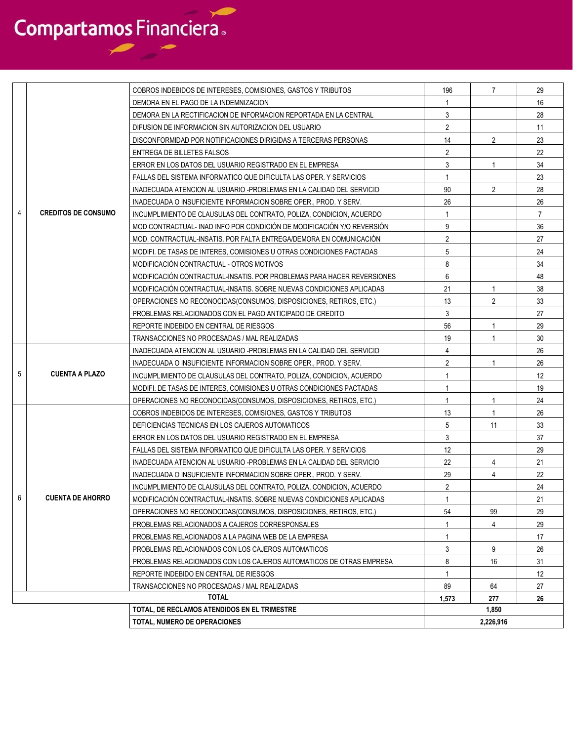| | | | | | |
|---|---|---|---|---|---|
| 4 | CREDITOS DE CONSUMO | COBROS INDEBIDOS DE INTERESES, COMISIONES, GASTOS Y TRIBUTOS | 196 | 7 | 29 |
| | | DEMORA EN EL PAGO DE LA INDEMNIZACION | 1 | | 16 |
| | | DEMORA EN LA RECTIFICACION DE INFORMACION REPORTADA EN LA CENTRAL | 3 | | 28 |
| | | DIFUSION DE INFORMACION SIN AUTORIZACION DEL USUARIO | 2 | | 11 |
| | | DISCONFORMIDAD POR NOTIFICACIONES DIRIGIDAS A TERCERAS PERSONAS | 14 | 2 | 23 |
| | | ENTREGA DE BILLETES FALSOS | 2 | | 22 |
| | | ERROR EN LOS DATOS DEL USUARIO REGISTRADO EN EL EMPRESA | 3 | 1 | 34 |
| | | FALLAS DEL SISTEMA INFORMATICO QUE DIFICULTA LAS OPER. Y SERVICIOS | 1 | | 23 |
| | | INADECUADA ATENCION AL USUARIO -PROBLEMAS EN LA CALIDAD DEL SERVICIO | 90 | 2 | 28 |
| | | INADECUADA O INSUFICIENTE INFORMACION SOBRE OPER., PROD. Y SERV. | 26 | | 26 |
| | | INCUMPLIMIENTO DE CLAUSULAS DEL CONTRATO, POLIZA, CONDICION, ACUERDO | 1 | | 7 |
| | | MOD CONTRACTUAL- INAD INFO POR CONDICIÓN DE MODIFICACIÓN Y/O REVERSIÓN | 9 | | 36 |
| | | MOD. CONTRACTUAL-INSATIS. POR FALTA ENTREGA/DEMORA EN COMUNICACIÓN | 2 | | 27 |
| | | MODIFI. DE TASAS DE INTERES, COMISIONES U OTRAS CONDICIONES PACTADAS | 5 | | 24 |
| | | MODIFICACIÓN CONTRACTUAL - OTROS MOTIVOS | 8 | | 34 |
| | | MODIFICACIÓN CONTRACTUAL-INSATIS. POR PROBLEMAS PARA HACER REVERSIONES | 6 | | 48 |
| | | MODIFICACIÓN CONTRACTUAL-INSATIS. SOBRE NUEVAS CONDICIONES APLICADAS | 21 | 1 | 38 |
| | | OPERACIONES NO RECONOCIDAS(CONSUMOS, DISPOSICIONES, RETIROS, ETC.) | 13 | 2 | 33 |
| | | PROBLEMAS RELACIONADOS CON EL PAGO ANTICIPADO DE CREDITO | 3 | | 27 |
| | | REPORTE INDEBIDO EN CENTRAL DE RIESGOS | 56 | 1 | 29 |
| | | TRANSACCIONES NO PROCESADAS / MAL REALIZADAS | 19 | 1 | 30 |
| 5 | CUENTA A PLAZO | INADECUADA ATENCION AL USUARIO -PROBLEMAS EN LA CALIDAD DEL SERVICIO | 4 | | 26 |
| | | INADECUADA O INSUFICIENTE INFORMACION SOBRE OPER., PROD. Y SERV. | 2 | 1 | 26 |
| | | INCUMPLIMIENTO DE CLAUSULAS DEL CONTRATO, POLIZA, CONDICION, ACUERDO | 1 | | 12 |
| | | MODIFI. DE TASAS DE INTERES, COMISIONES U OTRAS CONDICIONES PACTADAS | 1 | | 19 |
| | | OPERACIONES NO RECONOCIDAS(CONSUMOS, DISPOSICIONES, RETIROS, ETC.) | 1 | 1 | 24 |
| 6 | CUENTA DE AHORRO | COBROS INDEBIDOS DE INTERESES, COMISIONES, GASTOS Y TRIBUTOS | 13 | 1 | 26 |
| | | DEFICIENCIAS TECNICAS EN LOS CAJEROS AUTOMATICOS | 5 | 11 | 33 |
| | | ERROR EN LOS DATOS DEL USUARIO REGISTRADO EN EL EMPRESA | 3 | | 37 |
| | | FALLAS DEL SISTEMA INFORMATICO QUE DIFICULTA LAS OPER. Y SERVICIOS | 12 | | 29 |
| | | INADECUADA ATENCION AL USUARIO -PROBLEMAS EN LA CALIDAD DEL SERVICIO | 22 | 4 | 21 |
| | | INADECUADA O INSUFICIENTE INFORMACION SOBRE OPER., PROD. Y SERV. | 29 | 4 | 22 |
| | | INCUMPLIMIENTO DE CLAUSULAS DEL CONTRATO, POLIZA, CONDICION, ACUERDO | 2 | | 24 |
| | | MODIFICACIÓN CONTRACTUAL-INSATIS. SOBRE NUEVAS CONDICIONES APLICADAS | 1 | | 21 |
| | | OPERACIONES NO RECONOCIDAS(CONSUMOS, DISPOSICIONES, RETIROS, ETC.) | 54 | 99 | 29 |
| | | PROBLEMAS RELACIONADOS A CAJEROS CORRESPONSALES | 1 | 4 | 29 |
| | | PROBLEMAS RELACIONADOS A LA PAGINA WEB DE LA EMPRESA | 1 | | 17 |
| | | PROBLEMAS RELACIONADOS CON LOS CAJEROS AUTOMATICOS | 3 | 9 | 26 |
| | | PROBLEMAS RELACIONADOS CON LOS CAJEROS AUTOMATICOS DE OTRAS EMPRESA | 8 | 16 | 31 |
| | | REPORTE INDEBIDO EN CENTRAL DE RIESGOS | 1 | | 12 |
| | | TRANSACCIONES NO PROCESADAS / MAL REALIZADAS | 89 | 64 | 27 |
| **TOTAL** | | | **1,573** | **277** | **26** |
| | | **TOTAL, DE RECLAMOS ATENDIDOS EN EL TRIMESTRE** | **1,850** | | |
| | | **TOTAL, NUMERO DE OPERACIONES** | **2,226,916** | | |